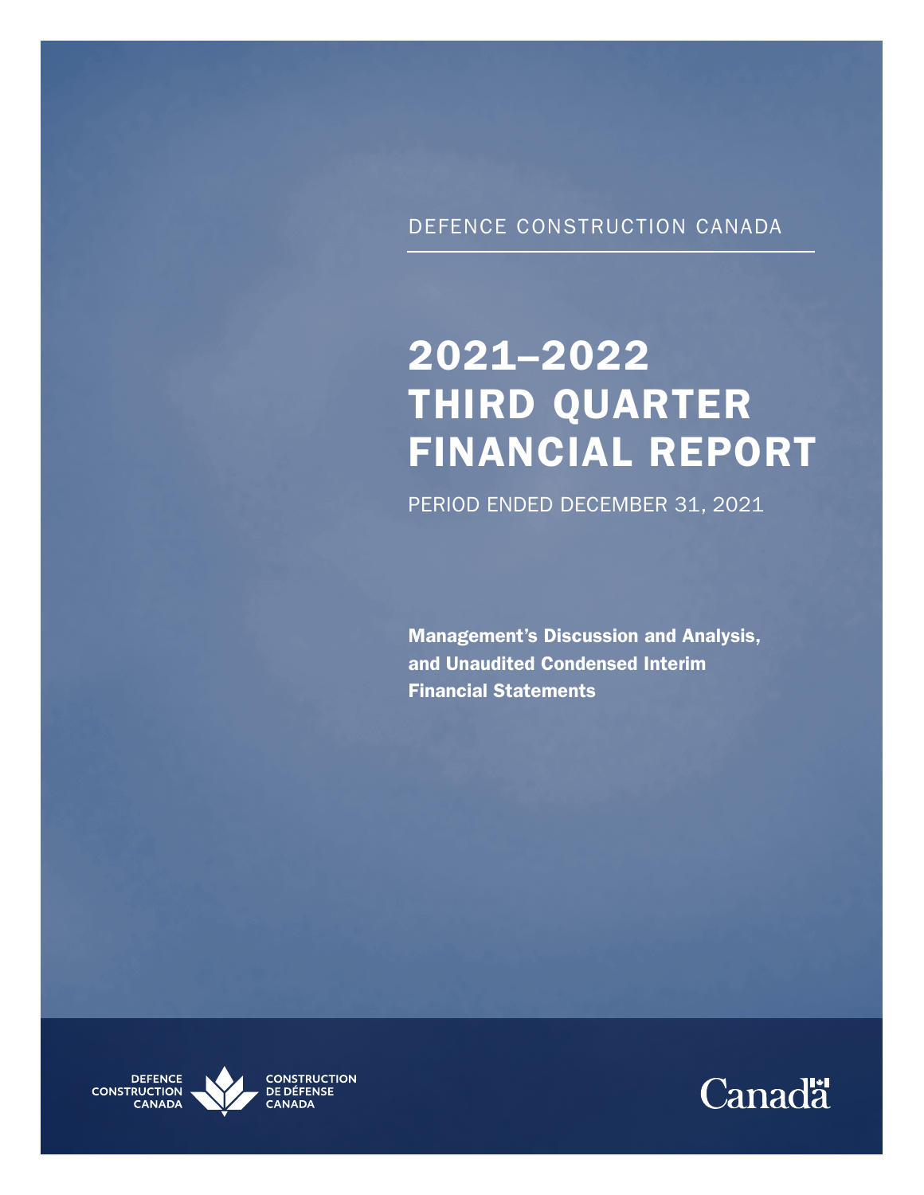DEFENCE CONSTRUCTION CANADA

# 2021–2022 THIRD QUARTER FINANCIAL REPORT

PERIOD ENDED DECEMBER 31, 2021

**Management's Discussion and Analysis, and Unaudited Condensed Interim Financial Statements**

DEFENCE CONSTRUCTION CANADA

CONSTRUCTION DE DÉFENSE CANADA

Canada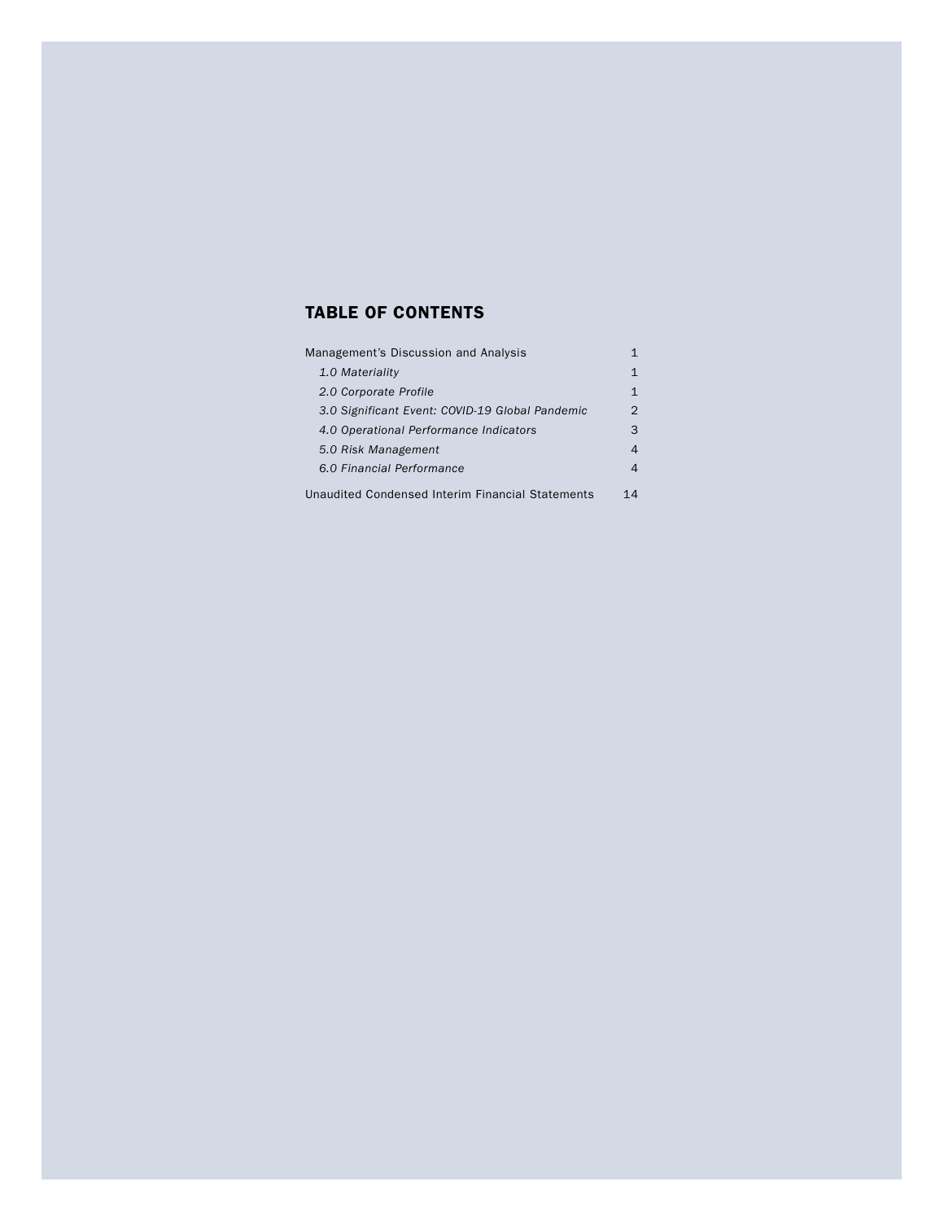# TABLE OF CONTENTS

| | |
|---|---|
| Management's Discussion and Analysis | 1 |
| *1.0 Materiality* | 1 |
| *2.0 Corporate Profile* | 1 |
| *3.0 Significant Event: COVID-19 Global Pandemic* | 2 |
| *4.0 Operational Performance Indicators* | 3 |
| *5.0 Risk Management* | 4 |
| *6.0 Financial Performance* | 4 |
| Unaudited Condensed Interim Financial Statements | 14 |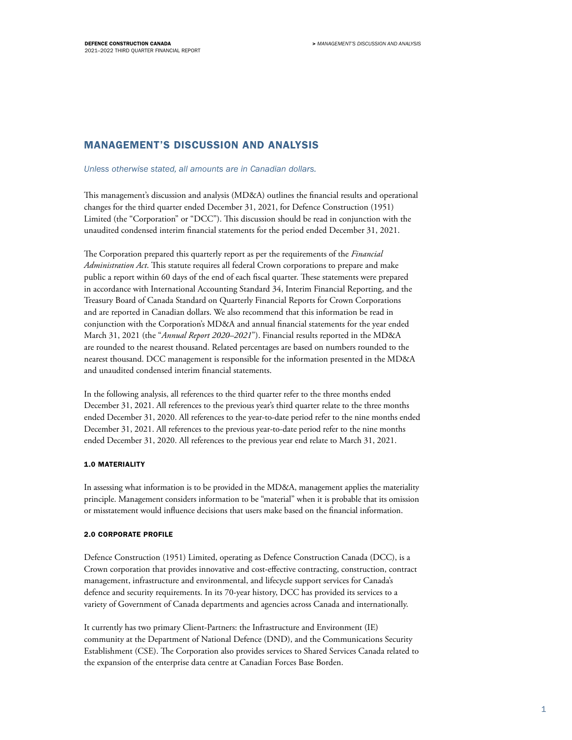# MANAGEMENT'S DISCUSSION AND ANALYSIS

*Unless otherwise stated, all amounts are in Canadian dollars.*

This management's discussion and analysis (MD&A) outlines the financial results and operational changes for the third quarter ended December 31, 2021, for Defence Construction (1951) Limited (the "Corporation" or "DCC"). This discussion should be read in conjunction with the unaudited condensed interim financial statements for the period ended December 31, 2021.

The Corporation prepared this quarterly report as per the requirements of the *Financial Administration Act*. This statute requires all federal Crown corporations to prepare and make public a report within 60 days of the end of each fiscal quarter. These statements were prepared in accordance with International Accounting Standard 34, Interim Financial Reporting, and the Treasury Board of Canada Standard on Quarterly Financial Reports for Crown Corporations and are reported in Canadian dollars. We also recommend that this information be read in conjunction with the Corporation's MD&A and annual financial statements for the year ended March 31, 2021 (the "*Annual Report 2020–2021*"). Financial results reported in the MD&A are rounded to the nearest thousand. Related percentages are based on numbers rounded to the nearest thousand. DCC management is responsible for the information presented in the MD&A and unaudited condensed interim financial statements.

In the following analysis, all references to the third quarter refer to the three months ended December 31, 2021. All references to the previous year's third quarter relate to the three months ended December 31, 2020. All references to the year-to-date period refer to the nine months ended December 31, 2021. All references to the previous year-to-date period refer to the nine months ended December 31, 2020. All references to the previous year end relate to March 31, 2021.

## 1.0 MATERIALITY

In assessing what information is to be provided in the MD&A, management applies the materiality principle. Management considers information to be "material" when it is probable that its omission or misstatement would influence decisions that users make based on the financial information.

## 2.0 CORPORATE PROFILE

Defence Construction (1951) Limited, operating as Defence Construction Canada (DCC), is a Crown corporation that provides innovative and cost-effective contracting, construction, contract management, infrastructure and environmental, and lifecycle support services for Canada's defence and security requirements. In its 70-year history, DCC has provided its services to a variety of Government of Canada departments and agencies across Canada and internationally.

It currently has two primary Client-Partners: the Infrastructure and Environment (IE) community at the Department of National Defence (DND), and the Communications Security Establishment (CSE). The Corporation also provides services to Shared Services Canada related to the expansion of the enterprise data centre at Canadian Forces Base Borden.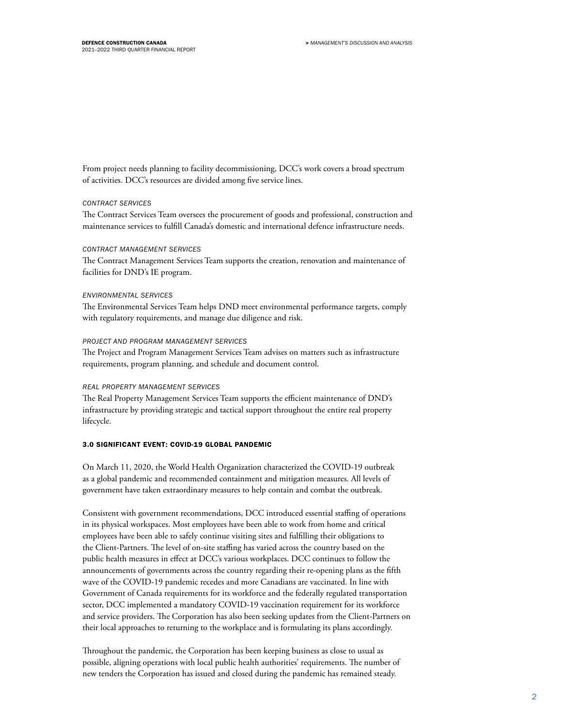From project needs planning to facility decommissioning, DCC's work covers a broad spectrum of activities. DCC's resources are divided among five service lines.

*CONTRACT SERVICES*

The Contract Services Team oversees the procurement of goods and professional, construction and maintenance services to fulfill Canada's domestic and international defence infrastructure needs.

*CONTRACT MANAGEMENT SERVICES*

The Contract Management Services Team supports the creation, renovation and maintenance of facilities for DND's IE program.

*ENVIRONMENTAL SERVICES*

The Environmental Services Team helps DND meet environmental performance targets, comply with regulatory requirements, and manage due diligence and risk.

*PROJECT AND PROGRAM MANAGEMENT SERVICES*

The Project and Program Management Services Team advises on matters such as infrastructure requirements, program planning, and schedule and document control.

*REAL PROPERTY MANAGEMENT SERVICES*

The Real Property Management Services Team supports the efficient maintenance of DND's infrastructure by providing strategic and tactical support throughout the entire real property lifecycle.

## 3.0 SIGNIFICANT EVENT: COVID-19 GLOBAL PANDEMIC

On March 11, 2020, the World Health Organization characterized the COVID-19 outbreak as a global pandemic and recommended containment and mitigation measures. All levels of government have taken extraordinary measures to help contain and combat the outbreak.

Consistent with government recommendations, DCC introduced essential staffing of operations in its physical workspaces. Most employees have been able to work from home and critical employees have been able to safely continue visiting sites and fulfilling their obligations to the Client-Partners. The level of on-site staffing has varied across the country based on the public health measures in effect at DCC's various workplaces. DCC continues to follow the announcements of governments across the country regarding their re-opening plans as the fifth wave of the COVID-19 pandemic recedes and more Canadians are vaccinated. In line with Government of Canada requirements for its workforce and the federally regulated transportation sector, DCC implemented a mandatory COVID-19 vaccination requirement for its workforce and service providers. The Corporation has also been seeking updates from the Client-Partners on their local approaches to returning to the workplace and is formulating its plans accordingly.

Throughout the pandemic, the Corporation has been keeping business as close to usual as possible, aligning operations with local public health authorities' requirements. The number of new tenders the Corporation has issued and closed during the pandemic has remained steady.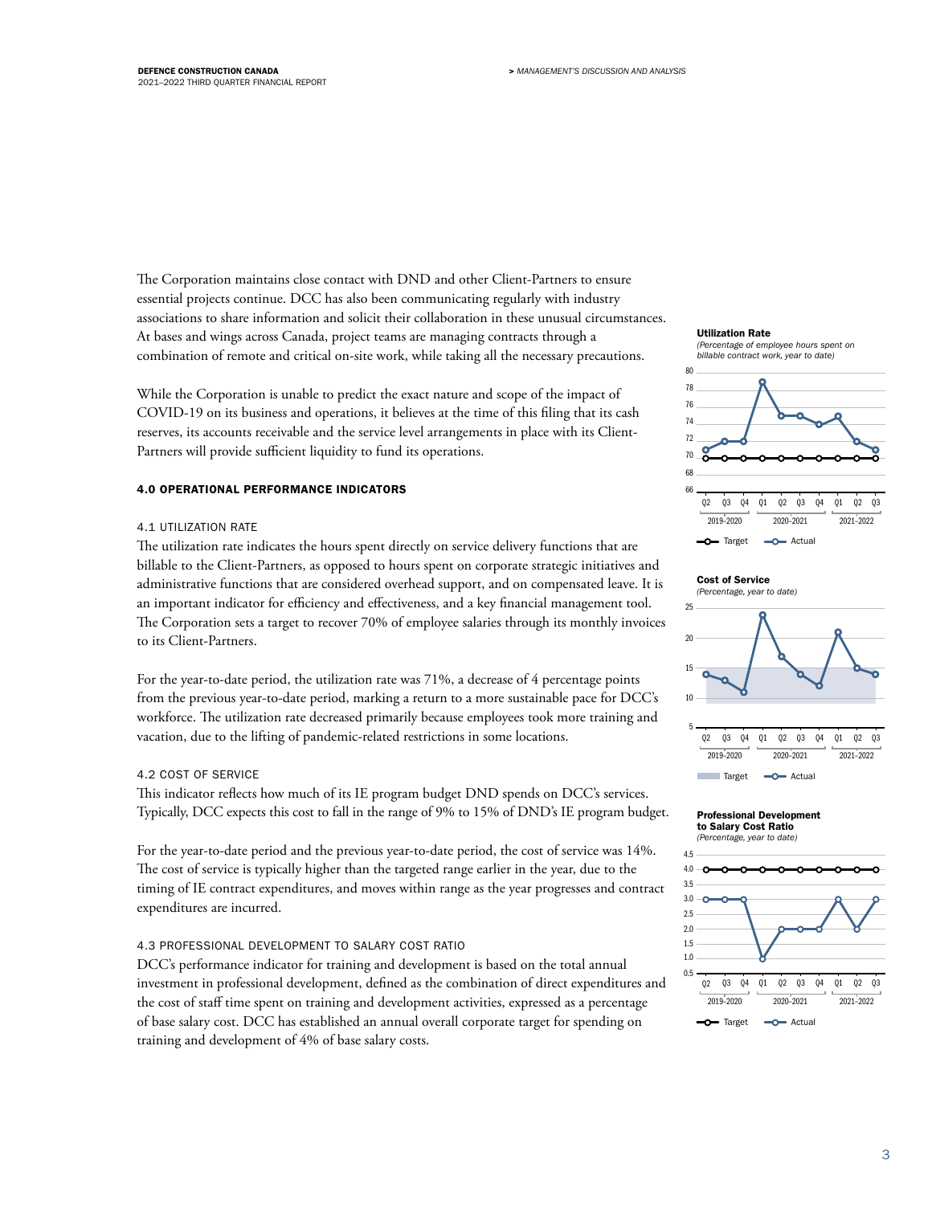The Corporation maintains close contact with DND and other Client-Partners to ensure essential projects continue. DCC has also been communicating regularly with industry associations to share information and solicit their collaboration in these unusual circumstances. At bases and wings across Canada, project teams are managing contracts through a combination of remote and critical on-site work, while taking all the necessary precautions.

While the Corporation is unable to predict the exact nature and scope of the impact of COVID-19 on its business and operations, it believes at the time of this filing that its cash reserves, its accounts receivable and the service level arrangements in place with its Client-Partners will provide sufficient liquidity to fund its operations.

## 4.0 OPERATIONAL PERFORMANCE INDICATORS

### 4.1 UTILIZATION RATE

The utilization rate indicates the hours spent directly on service delivery functions that are billable to the Client-Partners, as opposed to hours spent on corporate strategic initiatives and administrative functions that are considered overhead support, and on compensated leave. It is an important indicator for efficiency and effectiveness, and a key financial management tool. The Corporation sets a target to recover 70% of employee salaries through its monthly invoices to its Client-Partners.

For the year-to-date period, the utilization rate was 71%, a decrease of 4 percentage points from the previous year-to-date period, marking a return to a more sustainable pace for DCC's workforce. The utilization rate decreased primarily because employees took more training and vacation, due to the lifting of pandemic-related restrictions in some locations.

**Utilization Rate**
*(Percentage of employee hours spent on billable contract work, year to date)*

80
78
76
74
72
70
68
66

Q2 Q3 Q4 Q1 Q2 Q3 Q4 Q1 Q2 Q3
2019–2020 2020–2021 2021–2022

Target Actual

### 4.2 COST OF SERVICE

This indicator reflects how much of its IE program budget DND spends on DCC's services. Typically, DCC expects this cost to fall in the range of 9% to 15% of DND's IE program budget.

For the year-to-date period and the previous year-to-date period, the cost of service was 14%. The cost of service is typically higher than the targeted range earlier in the year, due to the timing of IE contract expenditures, and moves within range as the year progresses and contract expenditures are incurred.

**Cost of Service**
*(Percentage, year to date)*

25
20
15
10
5

Q2 Q3 Q4 Q1 Q2 Q3 Q4 Q1 Q2 Q3
2019–2020 2020–2021 2021–2022

Target Actual

### 4.3 PROFESSIONAL DEVELOPMENT TO SALARY COST RATIO

DCC's performance indicator for training and development is based on the total annual investment in professional development, defined as the combination of direct expenditures and the cost of staff time spent on training and development activities, expressed as a percentage of base salary cost. DCC has established an annual overall corporate target for spending on training and development of 4% of base salary costs.

**Professional Development to Salary Cost Ratio**
*(Percentage, year to date)*

4.5
4.0
3.5
3.0
2.5
2.0
1.5
1.0
0.5

Q2 Q3 Q4 Q1 Q2 Q3 Q4 Q1 Q2 Q3
2019–2020 2020–2021 2021–2022

Target Actual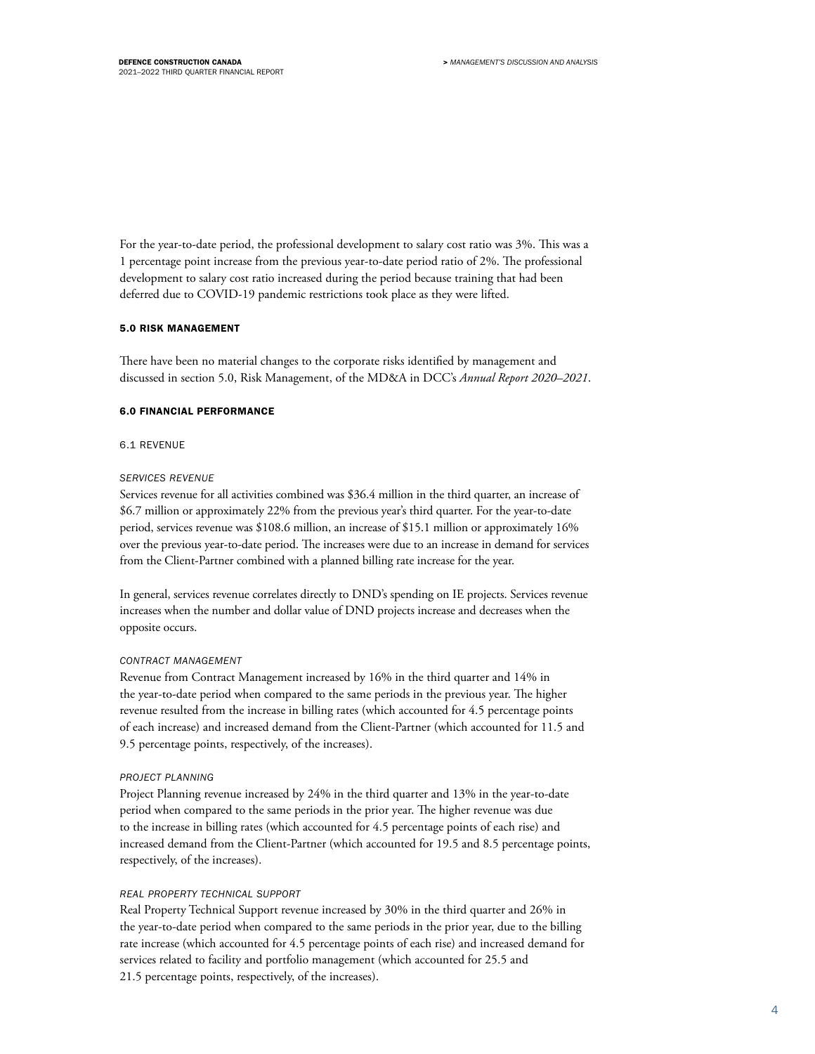For the year-to-date period, the professional development to salary cost ratio was 3%. This was a 1 percentage point increase from the previous year-to-date period ratio of 2%. The professional development to salary cost ratio increased during the period because training that had been deferred due to COVID-19 pandemic restrictions took place as they were lifted.

## 5.0 RISK MANAGEMENT

There have been no material changes to the corporate risks identified by management and discussed in section 5.0, Risk Management, of the MD&A in DCC's *Annual Report 2020–2021*.

## 6.0 FINANCIAL PERFORMANCE

### 6.1 REVENUE

#### *SERVICES REVENUE*

Services revenue for all activities combined was $36.4 million in the third quarter, an increase of $6.7 million or approximately 22% from the previous year's third quarter. For the year-to-date period, services revenue was $108.6 million, an increase of $15.1 million or approximately 16% over the previous year-to-date period. The increases were due to an increase in demand for services from the Client-Partner combined with a planned billing rate increase for the year.

In general, services revenue correlates directly to DND's spending on IE projects. Services revenue increases when the number and dollar value of DND projects increase and decreases when the opposite occurs.

#### *CONTRACT MANAGEMENT*

Revenue from Contract Management increased by 16% in the third quarter and 14% in the year-to-date period when compared to the same periods in the previous year. The higher revenue resulted from the increase in billing rates (which accounted for 4.5 percentage points of each increase) and increased demand from the Client-Partner (which accounted for 11.5 and 9.5 percentage points, respectively, of the increases).

#### *PROJECT PLANNING*

Project Planning revenue increased by 24% in the third quarter and 13% in the year-to-date period when compared to the same periods in the prior year. The higher revenue was due to the increase in billing rates (which accounted for 4.5 percentage points of each rise) and increased demand from the Client-Partner (which accounted for 19.5 and 8.5 percentage points, respectively, of the increases).

#### *REAL PROPERTY TECHNICAL SUPPORT*

Real Property Technical Support revenue increased by 30% in the third quarter and 26% in the year-to-date period when compared to the same periods in the prior year, due to the billing rate increase (which accounted for 4.5 percentage points of each rise) and increased demand for services related to facility and portfolio management (which accounted for 25.5 and 21.5 percentage points, respectively, of the increases).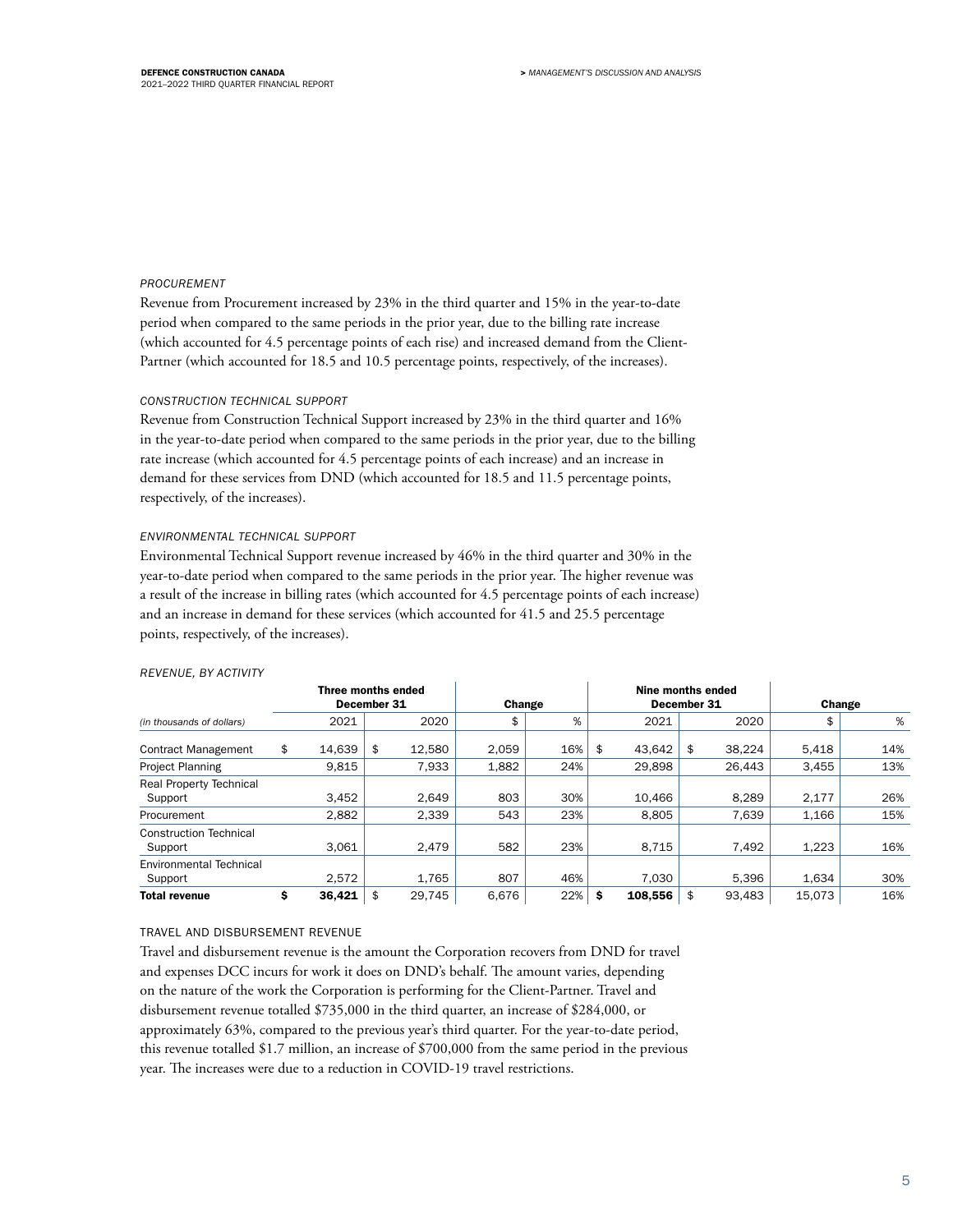*PROCUREMENT*

Revenue from Procurement increased by 23% in the third quarter and 15% in the year-to-date period when compared to the same periods in the prior year, due to the billing rate increase (which accounted for 4.5 percentage points of each rise) and increased demand from the Client-Partner (which accounted for 18.5 and 10.5 percentage points, respectively, of the increases).

*CONSTRUCTION TECHNICAL SUPPORT*

Revenue from Construction Technical Support increased by 23% in the third quarter and 16% in the year-to-date period when compared to the same periods in the prior year, due to the billing rate increase (which accounted for 4.5 percentage points of each increase) and an increase in demand for these services from DND (which accounted for 18.5 and 11.5 percentage points, respectively, of the increases).

*ENVIRONMENTAL TECHNICAL SUPPORT*

Environmental Technical Support revenue increased by 46% in the third quarter and 30% in the year-to-date period when compared to the same periods in the prior year. The higher revenue was a result of the increase in billing rates (which accounted for 4.5 percentage points of each increase) and an increase in demand for these services (which accounted for 41.5 and 25.5 percentage points, respectively, of the increases).

*REVENUE, BY ACTIVITY*

| | Three months ended December 31 | | Change | | Nine months ended December 31 | | Change | |
|---|---|---|---|---|---|---|---|---|
| *(in thousands of dollars)* | 2021 | 2020 | $ | % | 2021 | 2020 | $ | % |
| Contract Management | $ 14,639 | $ 12,580 | 2,059 | 16% | $ 43,642 | $ 38,224 | 5,418 | 14% |
| Project Planning | 9,815 | 7,933 | 1,882 | 24% | 29,898 | 26,443 | 3,455 | 13% |
| Real Property Technical Support | 3,452 | 2,649 | 803 | 30% | 10,466 | 8,289 | 2,177 | 26% |
| Procurement | 2,882 | 2,339 | 543 | 23% | 8,805 | 7,639 | 1,166 | 15% |
| Construction Technical Support | 3,061 | 2,479 | 582 | 23% | 8,715 | 7,492 | 1,223 | 16% |
| Environmental Technical Support | 2,572 | 1,765 | 807 | 46% | 7,030 | 5,396 | 1,634 | 30% |
| **Total revenue** | **$ 36,421** | $ 29,745 | 6,676 | 22% | **$ 108,556** | $ 93,483 | 15,073 | 16% |

TRAVEL AND DISBURSEMENT REVENUE

Travel and disbursement revenue is the amount the Corporation recovers from DND for travel and expenses DCC incurs for work it does on DND's behalf. The amount varies, depending on the nature of the work the Corporation is performing for the Client-Partner. Travel and disbursement revenue totalled $735,000 in the third quarter, an increase of $284,000, or approximately 63%, compared to the previous year's third quarter. For the year-to-date period, this revenue totalled $1.7 million, an increase of $700,000 from the same period in the previous year. The increases were due to a reduction in COVID-19 travel restrictions.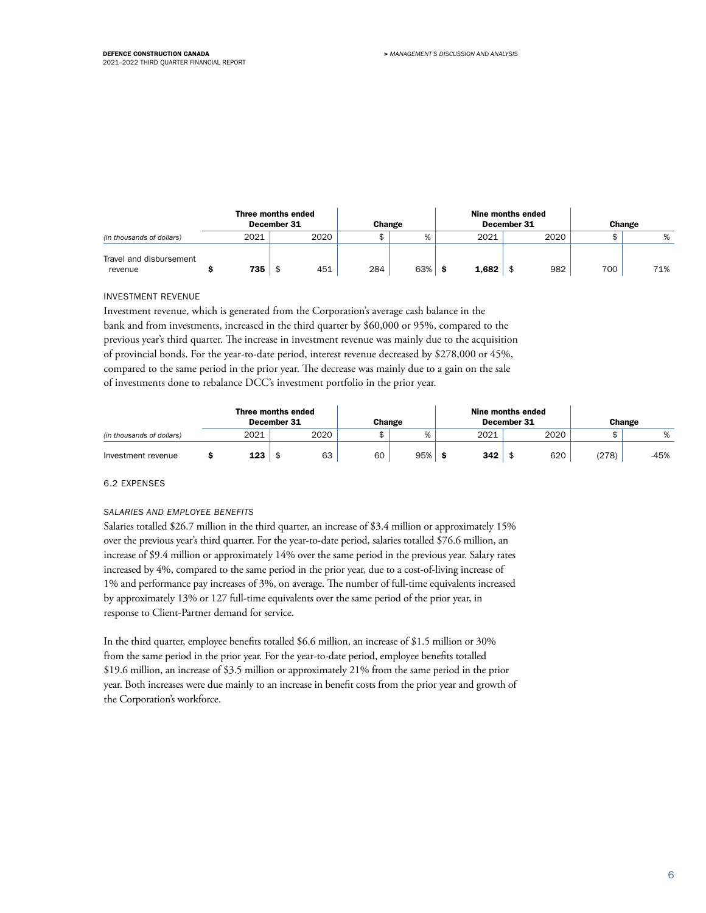| | Three months ended December 31 | | Change | | Nine months ended December 31 | | Change | |
|---|---|---|---|---|---|---|---|---|
| *(in thousands of dollars)* | 2021 | 2020 | $ | % | 2021 | 2020 | $ | % |
| Travel and disbursement revenue | **$ 735** | $ 451 | 284 | 63% | **$ 1,682** | $ 982 | 700 | 71% |

INVESTMENT REVENUE

Investment revenue, which is generated from the Corporation's average cash balance in the bank and from investments, increased in the third quarter by $60,000 or 95%, compared to the previous year's third quarter. The increase in investment revenue was mainly due to the acquisition of provincial bonds. For the year-to-date period, interest revenue decreased by $278,000 or 45%, compared to the same period in the prior year. The decrease was mainly due to a gain on the sale of investments done to rebalance DCC's investment portfolio in the prior year.

| | Three months ended December 31 | | Change | | Nine months ended December 31 | | Change | |
|---|---|---|---|---|---|---|---|---|
| *(in thousands of dollars)* | 2021 | 2020 | $ | % | 2021 | 2020 | $ | % |
| Investment revenue | **$ 123** | $ 63 | 60 | 95% | **$ 342** | $ 620 | (278) | -45% |

### 6.2 EXPENSES

*SALARIES AND EMPLOYEE BENEFITS*

Salaries totalled $26.7 million in the third quarter, an increase of $3.4 million or approximately 15% over the previous year's third quarter. For the year-to-date period, salaries totalled $76.6 million, an increase of $9.4 million or approximately 14% over the same period in the previous year. Salary rates increased by 4%, compared to the same period in the prior year, due to a cost-of-living increase of 1% and performance pay increases of 3%, on average. The number of full-time equivalents increased by approximately 13% or 127 full-time equivalents over the same period of the prior year, in response to Client-Partner demand for service.

In the third quarter, employee benefits totalled $6.6 million, an increase of $1.5 million or 30% from the same period in the prior year. For the year-to-date period, employee benefits totalled $19.6 million, an increase of $3.5 million or approximately 21% from the same period in the prior year. Both increases were due mainly to an increase in benefit costs from the prior year and growth of the Corporation's workforce.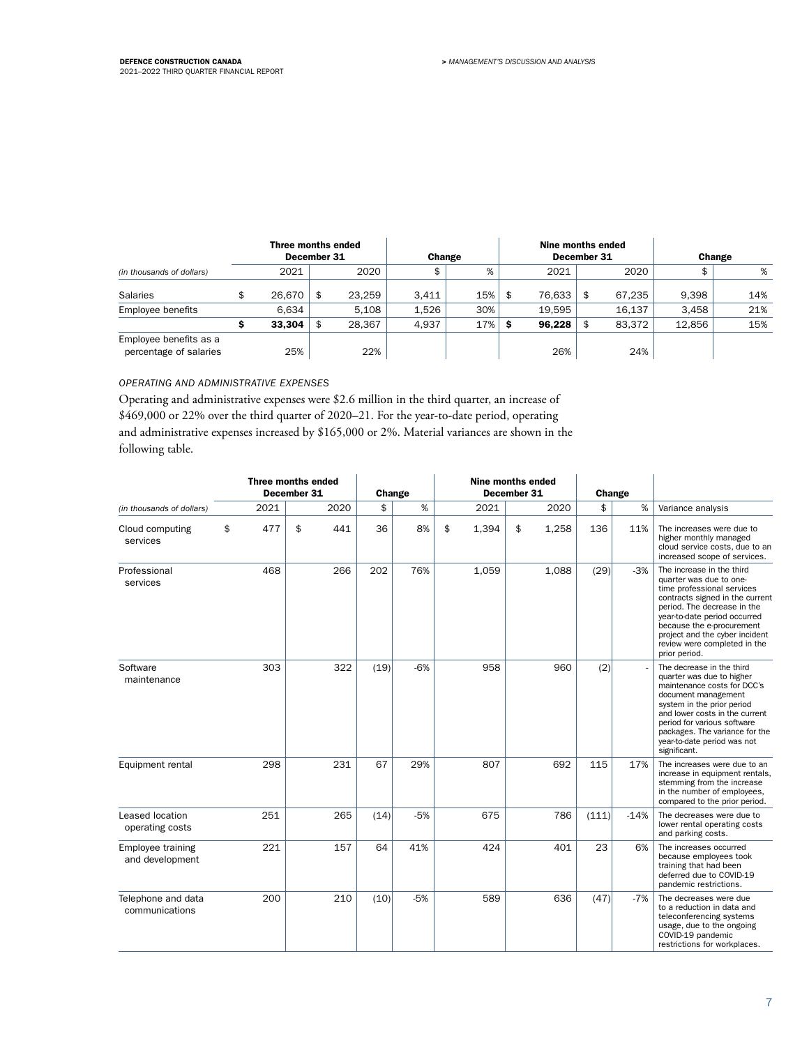| (in thousands of dollars) | Three months ended December 31 | | Change | | Nine months ended December 31 | | Change | |
|---|---|---|---|---|---|---|---|---|
| | 2021 | 2020 | $ | % | 2021 | 2020 | $ | % |
| Salaries | $ 26,670 | $ 23,259 | 3,411 | 15% | $ 76,633 | $ 67,235 | 9,398 | 14% |
| Employee benefits | 6,634 | 5,108 | 1,526 | 30% | 19,595 | 16,137 | 3,458 | 21% |
| | **$ 33,304** | $ 28,367 | 4,937 | 17% | **$ 96,228** | $ 83,372 | 12,856 | 15% |
| Employee benefits as a percentage of salaries | 25% | 22% | | | 26% | 24% | | |

*OPERATING AND ADMINISTRATIVE EXPENSES*

Operating and administrative expenses were $2.6 million in the third quarter, an increase of $469,000 or 22% over the third quarter of 2020–21. For the year-to-date period, operating and administrative expenses increased by $165,000 or 2%. Material variances are shown in the following table.

| (in thousands of dollars) | Three months ended December 31 | | Change | | Nine months ended December 31 | | Change | | Variance analysis |
|---|---|---|---|---|---|---|---|---|---|
| | 2021 | 2020 | $ | % | 2021 | 2020 | $ | % | |
| Cloud computing services | $ 477 | $ 441 | 36 | 8% | $ 1,394 | $ 1,258 | 136 | 11% | The increases were due to higher monthly managed cloud service costs, due to an increased scope of services. |
| Professional services | 468 | 266 | 202 | 76% | 1,059 | 1,088 | (29) | -3% | The increase in the third quarter was due to one-time professional services contracts signed in the current period. The decrease in the year-to-date period occurred because the e-procurement project and the cyber incident review were completed in the prior period. |
| Software maintenance | 303 | 322 | (19) | -6% | 958 | 960 | (2) | - | The decrease in the third quarter was due to higher maintenance costs for DCC's document management system in the prior period and lower costs in the current period for various software packages. The variance for the year-to-date period was not significant. |
| Equipment rental | 298 | 231 | 67 | 29% | 807 | 692 | 115 | 17% | The increases were due to an increase in equipment rentals, stemming from the increase in the number of employees, compared to the prior period. |
| Leased location operating costs | 251 | 265 | (14) | -5% | 675 | 786 | (111) | -14% | The decreases were due to lower rental operating costs and parking costs. |
| Employee training and development | 221 | 157 | 64 | 41% | 424 | 401 | 23 | 6% | The increases occurred because employees took training that had been deferred due to COVID-19 pandemic restrictions. |
| Telephone and data communications | 200 | 210 | (10) | -5% | 589 | 636 | (47) | -7% | The decreases were due to a reduction in data and teleconferencing systems usage, due to the ongoing COVID-19 pandemic restrictions for workplaces. |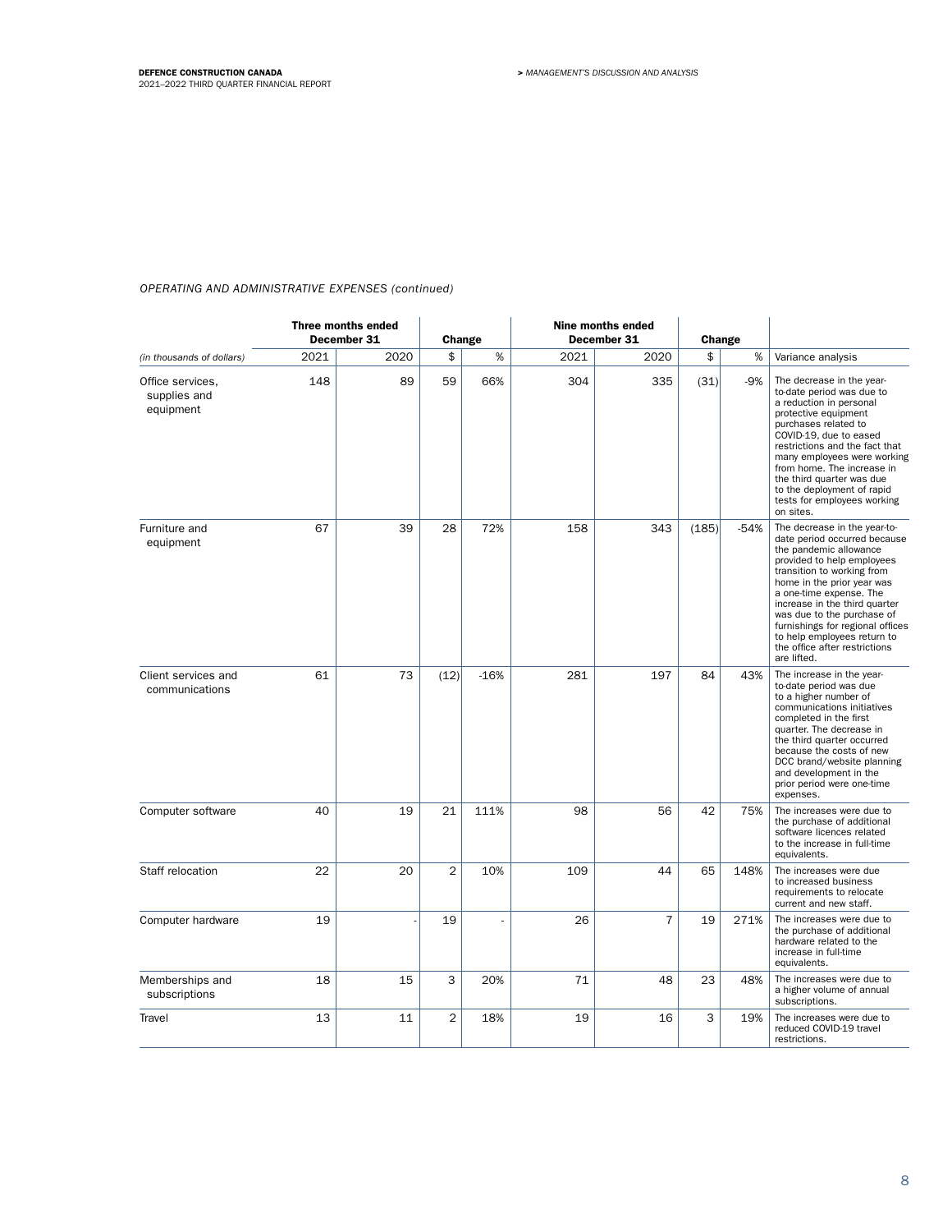*OPERATING AND ADMINISTRATIVE EXPENSES (continued)*

| | Three months ended December 31 | | Change | | Nine months ended December 31 | | Change | | |
|---|---|---|---|---|---|---|---|---|---|
| *(in thousands of dollars)* | 2021 | 2020 | $ | % | 2021 | 2020 | $ | % | Variance analysis |
| Office services, supplies and equipment | 148 | 89 | 59 | 66% | 304 | 335 | (31) | -9% | The decrease in the year-to-date period was due to a reduction in personal protective equipment purchases related to COVID-19, due to eased restrictions and the fact that many employees were working from home. The increase in the third quarter was due to the deployment of rapid tests for employees working on sites. |
| Furniture and equipment | 67 | 39 | 28 | 72% | 158 | 343 | (185) | -54% | The decrease in the year-to-date period occurred because the pandemic allowance provided to help employees transition to working from home in the prior year was a one-time expense. The increase in the third quarter was due to the purchase of furnishings for regional offices to help employees return to the office after restrictions are lifted. |
| Client services and communications | 61 | 73 | (12) | -16% | 281 | 197 | 84 | 43% | The increase in the year-to-date period was due to a higher number of communications initiatives completed in the first quarter. The decrease in the third quarter occurred because the costs of new DCC brand/website planning and development in the prior period were one-time expenses. |
| Computer software | 40 | 19 | 21 | 111% | 98 | 56 | 42 | 75% | The increases were due to the purchase of additional software licences related to the increase in full-time equivalents. |
| Staff relocation | 22 | 20 | 2 | 10% | 109 | 44 | 65 | 148% | The increases were due to increased business requirements to relocate current and new staff. |
| Computer hardware | 19 | - | 19 | - | 26 | 7 | 19 | 271% | The increases were due to the purchase of additional hardware related to the increase in full-time equivalents. |
| Memberships and subscriptions | 18 | 15 | 3 | 20% | 71 | 48 | 23 | 48% | The increases were due to a higher volume of annual subscriptions. |
| Travel | 13 | 11 | 2 | 18% | 19 | 16 | 3 | 19% | The increases were due to reduced COVID-19 travel restrictions. |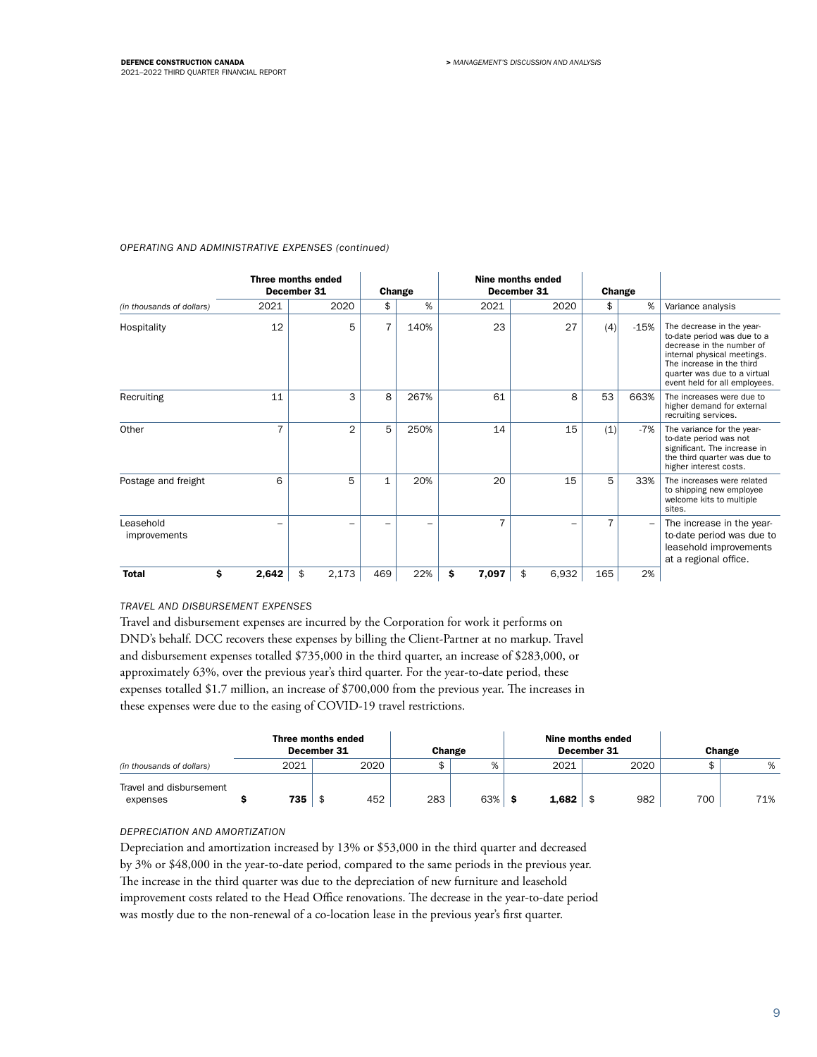*OPERATING AND ADMINISTRATIVE EXPENSES (continued)*

| | Three months ended December 31 | | Change | | Nine months ended December 31 | | Change | | |
|---|---|---|---|---|---|---|---|---|---|
| *(in thousands of dollars)* | 2021 | 2020 | $ | % | 2021 | 2020 | $ | % | Variance analysis |
| Hospitality | 12 | 5 | 7 | 140% | 23 | 27 | (4) | -15% | The decrease in the year-to-date period was due to a decrease in the number of internal physical meetings. The increase in the third quarter was due to a virtual event held for all employees. |
| Recruiting | 11 | 3 | 8 | 267% | 61 | 8 | 53 | 663% | The increases were due to higher demand for external recruiting services. |
| Other | 7 | 2 | 5 | 250% | 14 | 15 | (1) | -7% | The variance for the year-to-date period was not significant. The increase in the third quarter was due to higher interest costs. |
| Postage and freight | 6 | 5 | 1 | 20% | 20 | 15 | 5 | 33% | The increases were related to shipping new employee welcome kits to multiple sites. |
| Leasehold improvements | – | – | – | – | 7 | – | 7 | – | The increase in the year-to-date period was due to leasehold improvements at a regional office. |
| **Total** | **$ 2,642** | $ 2,173 | 469 | 22% | **$ 7,097** | $ 6,932 | 165 | 2% | |

*TRAVEL AND DISBURSEMENT EXPENSES*

Travel and disbursement expenses are incurred by the Corporation for work it performs on DND's behalf. DCC recovers these expenses by billing the Client-Partner at no markup. Travel and disbursement expenses totalled $735,000 in the third quarter, an increase of $283,000, or approximately 63%, over the previous year's third quarter. For the year-to-date period, these expenses totalled $1.7 million, an increase of $700,000 from the previous year. The increases in these expenses were due to the easing of COVID-19 travel restrictions.

| | Three months ended December 31 | | Change | | Nine months ended December 31 | | Change | |
|---|---|---|---|---|---|---|---|---|
| *(in thousands of dollars)* | 2021 | 2020 | $ | % | 2021 | 2020 | $ | % |
| Travel and disbursement expenses | **$ 735** | $ 452 | 283 | 63% | **$ 1,682** | $ 982 | 700 | 71% |

*DEPRECIATION AND AMORTIZATION*

Depreciation and amortization increased by 13% or $53,000 in the third quarter and decreased by 3% or $48,000 in the year-to-date period, compared to the same periods in the previous year. The increase in the third quarter was due to the depreciation of new furniture and leasehold improvement costs related to the Head Office renovations. The decrease in the year-to-date period was mostly due to the non-renewal of a co-location lease in the previous year's first quarter.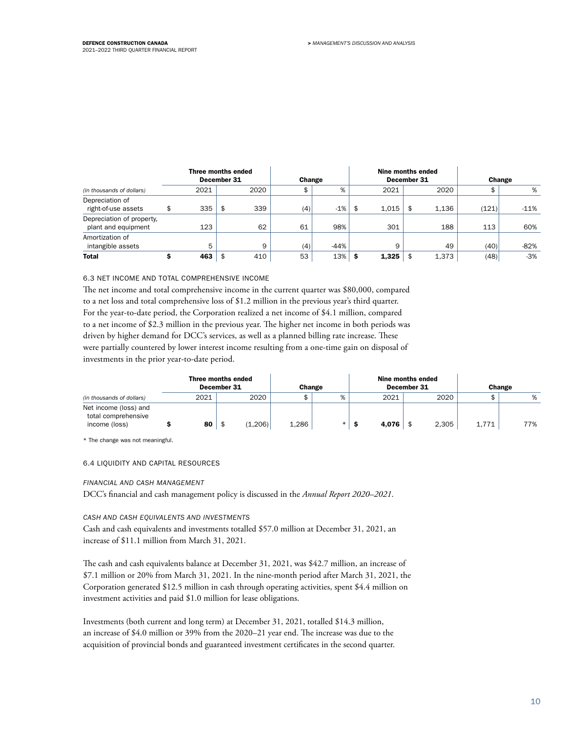| (in thousands of dollars) | Three months ended December 31 | | Change | | Nine months ended December 31 | | Change | |
|---|---|---|---|---|---|---|---|---|
| | 2021 | 2020 | $ | % | 2021 | 2020 | $ | % |
| Depreciation of right-of-use assets | $ 335 | $ 339 | (4) | -1% | $ 1,015 | $ 1,136 | (121) | -11% |
| Depreciation of property, plant and equipment | 123 | 62 | 61 | 98% | 301 | 188 | 113 | 60% |
| Amortization of intangible assets | 5 | 9 | (4) | -44% | 9 | 49 | (40) | -82% |
| **Total** | **$ 463** | $ 410 | 53 | 13% | **$ 1,325** | $ 1,373 | (48) | -3% |

### 6.3 NET INCOME AND TOTAL COMPREHENSIVE INCOME

The net income and total comprehensive income in the current quarter was $80,000, compared to a net loss and total comprehensive loss of $1.2 million in the previous year's third quarter. For the year-to-date period, the Corporation realized a net income of $4.1 million, compared to a net income of $2.3 million in the previous year. The higher net income in both periods was driven by higher demand for DCC's services, as well as a planned billing rate increase. These were partially countered by lower interest income resulting from a one-time gain on disposal of investments in the prior year-to-date period.

| (in thousands of dollars) | Three months ended December 31 | | Change | | Nine months ended December 31 | | Change | |
|---|---|---|---|---|---|---|---|---|
| | 2021 | 2020 | $ | % | 2021 | 2020 | $ | % |
| Net income (loss) and total comprehensive income (loss) | **$ 80** | $ (1,206) | 1,286 | * | **$ 4,076** | $ 2,305 | 1,771 | 77% |

* The change was not meaningful.

### 6.4 LIQUIDITY AND CAPITAL RESOURCES

*FINANCIAL AND CASH MANAGEMENT*

DCC's financial and cash management policy is discussed in the *Annual Report 2020–2021*.

*CASH AND CASH EQUIVALENTS AND INVESTMENTS*

Cash and cash equivalents and investments totalled $57.0 million at December 31, 2021, an increase of $11.1 million from March 31, 2021.

The cash and cash equivalents balance at December 31, 2021, was $42.7 million, an increase of $7.1 million or 20% from March 31, 2021. In the nine-month period after March 31, 2021, the Corporation generated $12.5 million in cash through operating activities, spent $4.4 million on investment activities and paid $1.0 million for lease obligations.

Investments (both current and long term) at December 31, 2021, totalled $14.3 million, an increase of $4.0 million or 39% from the 2020–21 year end. The increase was due to the acquisition of provincial bonds and guaranteed investment certificates in the second quarter.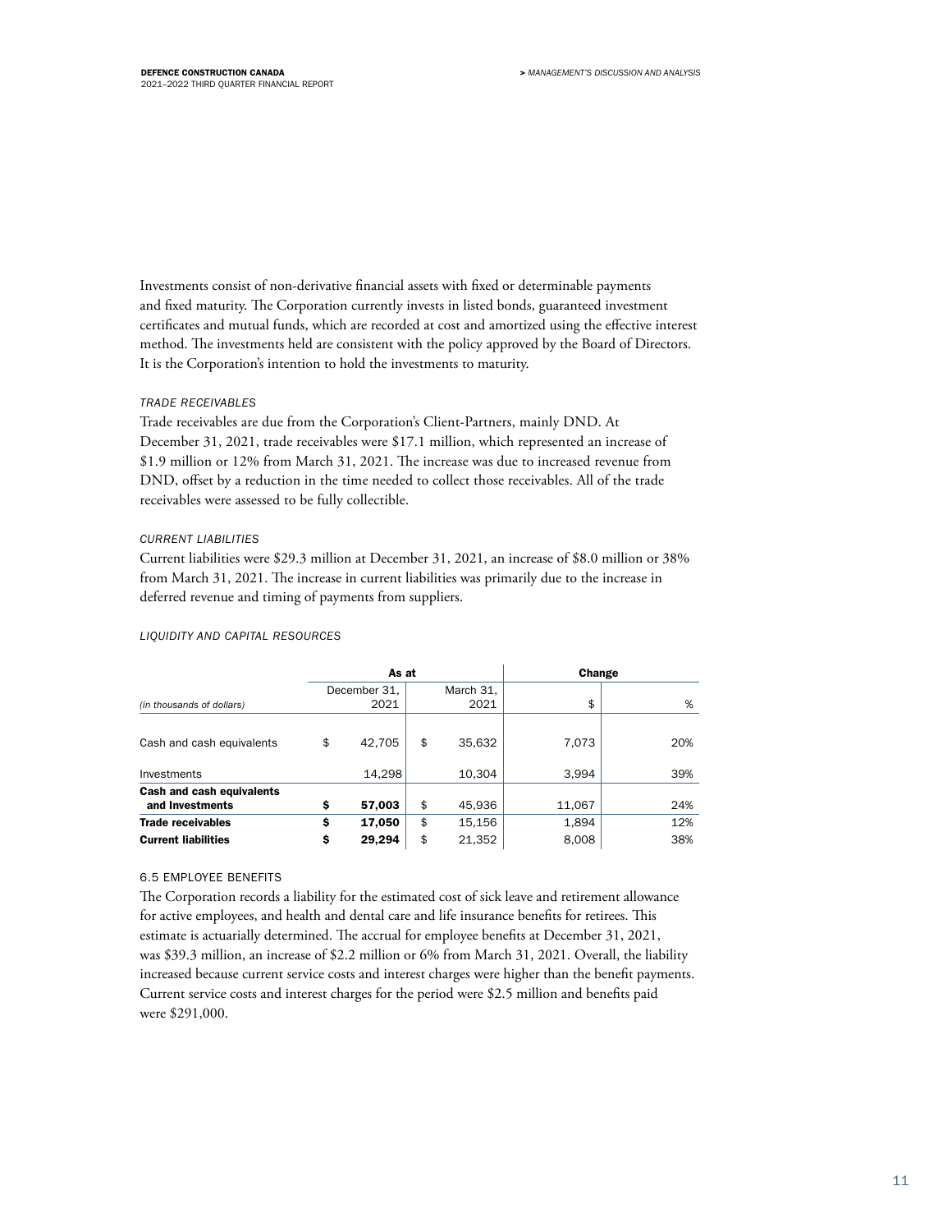Investments consist of non-derivative financial assets with fixed or determinable payments and fixed maturity. The Corporation currently invests in listed bonds, guaranteed investment certificates and mutual funds, which are recorded at cost and amortized using the effective interest method. The investments held are consistent with the policy approved by the Board of Directors. It is the Corporation's intention to hold the investments to maturity.

*TRADE RECEIVABLES*

Trade receivables are due from the Corporation's Client-Partners, mainly DND. At December 31, 2021, trade receivables were $17.1 million, which represented an increase of $1.9 million or 12% from March 31, 2021. The increase was due to increased revenue from DND, offset by a reduction in the time needed to collect those receivables. All of the trade receivables were assessed to be fully collectible.

*CURRENT LIABILITIES*

Current liabilities were $29.3 million at December 31, 2021, an increase of $8.0 million or 38% from March 31, 2021. The increase in current liabilities was primarily due to the increase in deferred revenue and timing of payments from suppliers.

*LIQUIDITY AND CAPITAL RESOURCES*

| | As at | | Change | |
|---|---|---|---|---|
| *(in thousands of dollars)* | December 31, 2021 | March 31, 2021 | $ | % |
| Cash and cash equivalents | $ 42,705 | $ 35,632 | 7,073 | 20% |
| Investments | 14,298 | 10,304 | 3,994 | 39% |
| **Cash and cash equivalents and Investments** | **$ 57,003** | $ 45,936 | 11,067 | 24% |
| **Trade receivables** | **$ 17,050** | $ 15,156 | 1,894 | 12% |
| **Current liabilities** | **$ 29,294** | $ 21,352 | 8,008 | 38% |

6.5 EMPLOYEE BENEFITS

The Corporation records a liability for the estimated cost of sick leave and retirement allowance for active employees, and health and dental care and life insurance benefits for retirees. This estimate is actuarially determined. The accrual for employee benefits at December 31, 2021, was $39.3 million, an increase of $2.2 million or 6% from March 31, 2021. Overall, the liability increased because current service costs and interest charges were higher than the benefit payments. Current service costs and interest charges for the period were $2.5 million and benefits paid were $291,000.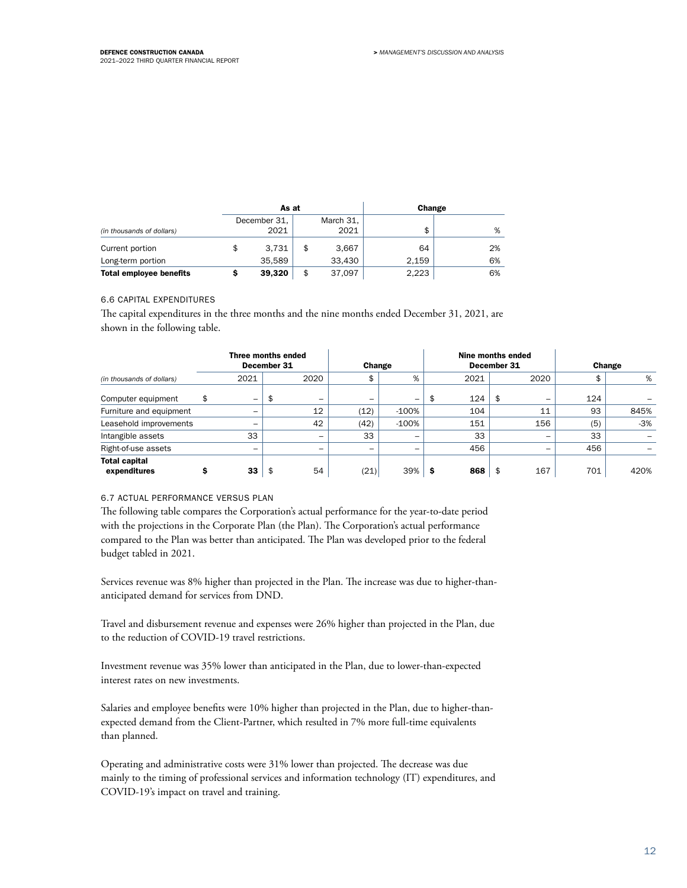| | As at | | Change | |
|---|---|---|---|---|
| *(in thousands of dollars)* | December 31, 2021 | March 31, 2021 | $ | % |
| Current portion | $ 3,731 | $ 3,667 | 64 | 2% |
| Long-term portion | 35,589 | 33,430 | 2,159 | 6% |
| **Total employee benefits** | **$ 39,320** | $ 37,097 | 2,223 | 6% |

### 6.6 CAPITAL EXPENDITURES

The capital expenditures in the three months and the nine months ended December 31, 2021, are shown in the following table.

| | Three months ended December 31 | | Change | | Nine months ended December 31 | | Change | |
|---|---|---|---|---|---|---|---|---|
| *(in thousands of dollars)* | 2021 | 2020 | $ | % | 2021 | 2020 | $ | % |
| Computer equipment | $ – | $ – | – | – | $ 124 | $ – | 124 | – |
| Furniture and equipment | – | 12 | (12) | -100% | 104 | 11 | 93 | 845% |
| Leasehold improvements | – | 42 | (42) | -100% | 151 | 156 | (5) | -3% |
| Intangible assets | 33 | – | 33 | – | 33 | – | 33 | – |
| Right-of-use assets | – | – | – | – | 456 | – | 456 | – |
| **Total capital expenditures** | **$ 33** | $ 54 | (21) | 39% | **$ 868** | $ 167 | 701 | 420% |

### 6.7 ACTUAL PERFORMANCE VERSUS PLAN

The following table compares the Corporation's actual performance for the year-to-date period with the projections in the Corporate Plan (the Plan). The Corporation's actual performance compared to the Plan was better than anticipated. The Plan was developed prior to the federal budget tabled in 2021.

Services revenue was 8% higher than projected in the Plan. The increase was due to higher-than-anticipated demand for services from DND.

Travel and disbursement revenue and expenses were 26% higher than projected in the Plan, due to the reduction of COVID-19 travel restrictions.

Investment revenue was 35% lower than anticipated in the Plan, due to lower-than-expected interest rates on new investments.

Salaries and employee benefits were 10% higher than projected in the Plan, due to higher-than-expected demand from the Client-Partner, which resulted in 7% more full-time equivalents than planned.

Operating and administrative costs were 31% lower than projected. The decrease was due mainly to the timing of professional services and information technology (IT) expenditures, and COVID-19's impact on travel and training.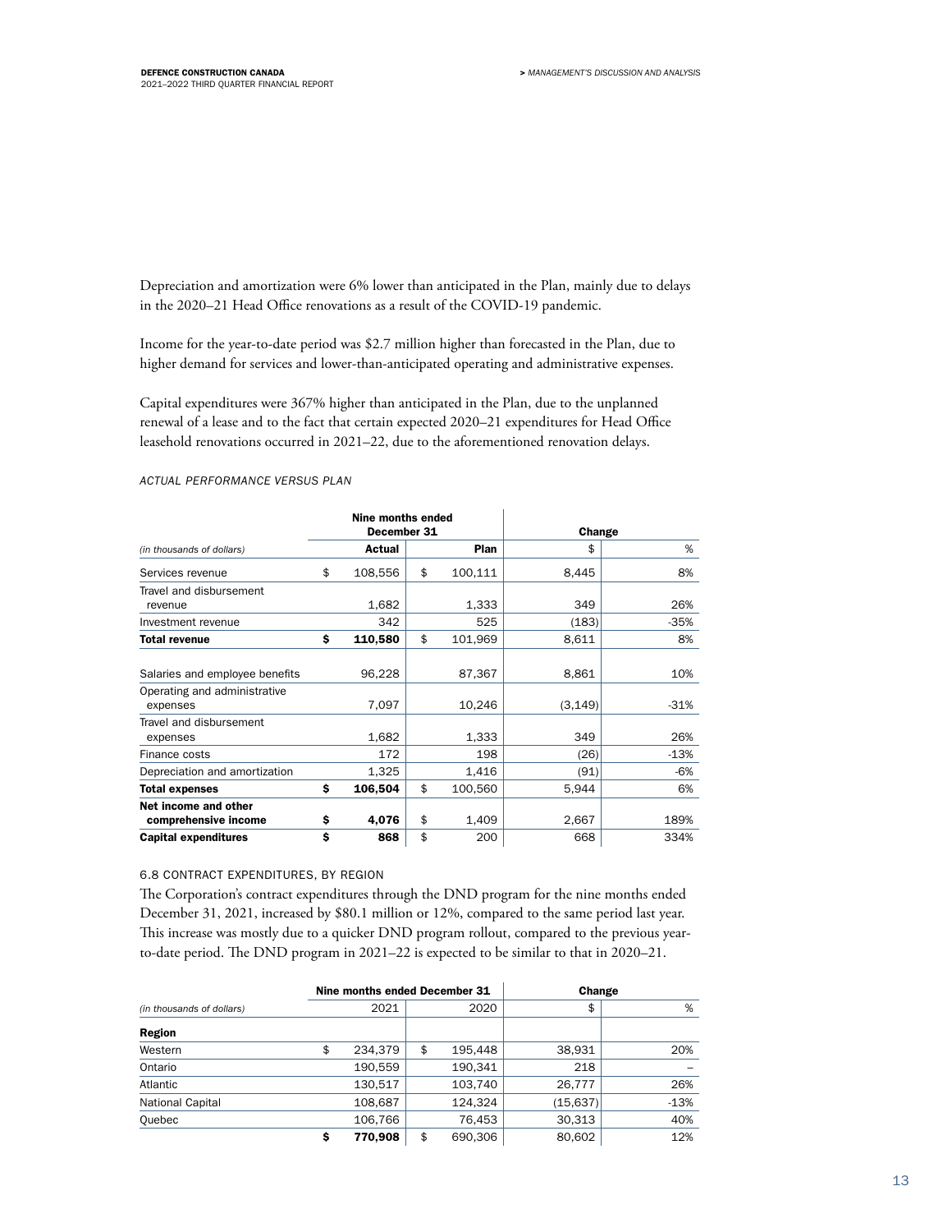Depreciation and amortization were 6% lower than anticipated in the Plan, mainly due to delays in the 2020–21 Head Office renovations as a result of the COVID-19 pandemic.

Income for the year-to-date period was $2.7 million higher than forecasted in the Plan, due to higher demand for services and lower-than-anticipated operating and administrative expenses.

Capital expenditures were 367% higher than anticipated in the Plan, due to the unplanned renewal of a lease and to the fact that certain expected 2020–21 expenditures for Head Office leasehold renovations occurred in 2021–22, due to the aforementioned renovation delays.

*ACTUAL PERFORMANCE VERSUS PLAN*

| | Nine months ended December 31 | | Change | |
|---|---|---|---|---|
| *(in thousands of dollars)* | **Actual** | **Plan** | $ | % |
| Services revenue | $ 108,556 | $ 100,111 | 8,445 | 8% |
| Travel and disbursement revenue | 1,682 | 1,333 | 349 | 26% |
| Investment revenue | 342 | 525 | (183) | -35% |
| **Total revenue** | **$ 110,580** | $ 101,969 | 8,611 | 8% |
| Salaries and employee benefits | 96,228 | 87,367 | 8,861 | 10% |
| Operating and administrative expenses | 7,097 | 10,246 | (3,149) | -31% |
| Travel and disbursement expenses | 1,682 | 1,333 | 349 | 26% |
| Finance costs | 172 | 198 | (26) | -13% |
| Depreciation and amortization | 1,325 | 1,416 | (91) | -6% |
| **Total expenses** | **$ 106,504** | $ 100,560 | 5,944 | 6% |
| **Net income and other comprehensive income** | **$ 4,076** | $ 1,409 | 2,667 | 189% |
| **Capital expenditures** | **$ 868** | $ 200 | 668 | 334% |

6.8 CONTRACT EXPENDITURES, BY REGION

The Corporation's contract expenditures through the DND program for the nine months ended December 31, 2021, increased by $80.1 million or 12%, compared to the same period last year. This increase was mostly due to a quicker DND program rollout, compared to the previous year-to-date period. The DND program in 2021–22 is expected to be similar to that in 2020–21.

| | Nine months ended December 31 | | Change | |
|---|---|---|---|---|
| *(in thousands of dollars)* | 2021 | 2020 | $ | % |
| **Region** | | | | |
| Western | $ 234,379 | $ 195,448 | 38,931 | 20% |
| Ontario | 190,559 | 190,341 | 218 | – |
| Atlantic | 130,517 | 103,740 | 26,777 | 26% |
| National Capital | 108,687 | 124,324 | (15,637) | -13% |
| Quebec | 106,766 | 76,453 | 30,313 | 40% |
| | **$ 770,908** | $ 690,306 | 80,602 | 12% |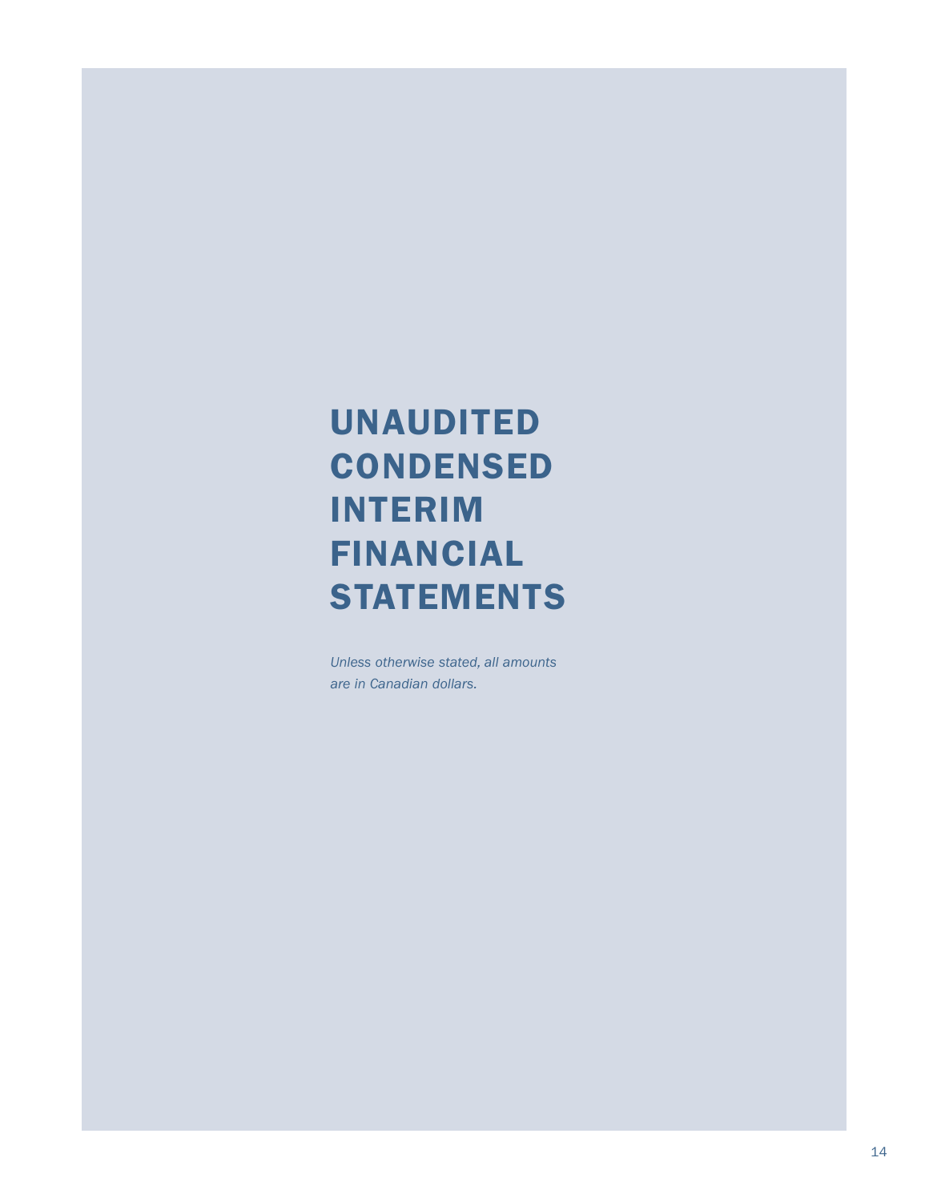# UNAUDITED CONDENSED INTERIM FINANCIAL STATEMENTS

*Unless otherwise stated, all amounts are in Canadian dollars.*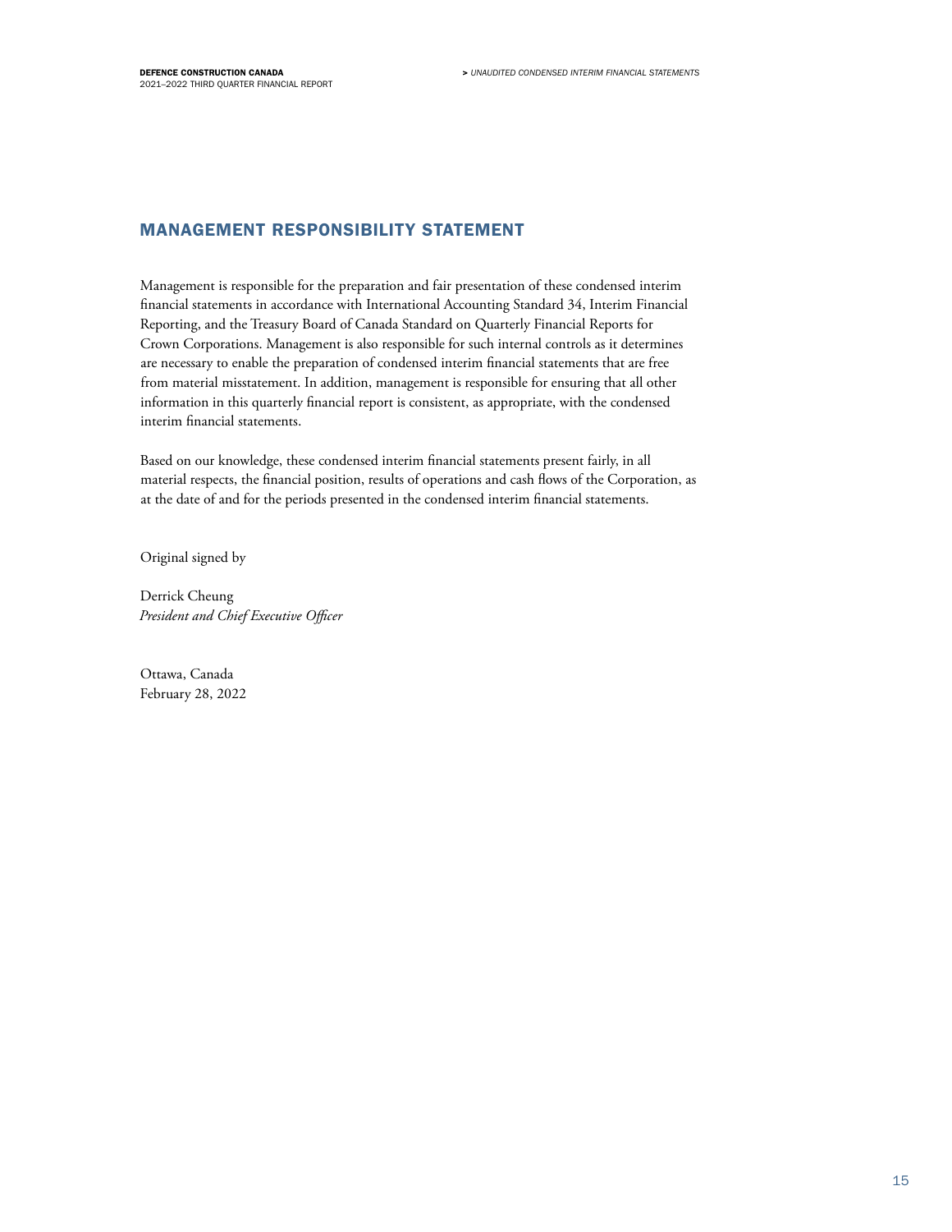## MANAGEMENT RESPONSIBILITY STATEMENT

Management is responsible for the preparation and fair presentation of these condensed interim financial statements in accordance with International Accounting Standard 34, Interim Financial Reporting, and the Treasury Board of Canada Standard on Quarterly Financial Reports for Crown Corporations. Management is also responsible for such internal controls as it determines are necessary to enable the preparation of condensed interim financial statements that are free from material misstatement. In addition, management is responsible for ensuring that all other information in this quarterly financial report is consistent, as appropriate, with the condensed interim financial statements.

Based on our knowledge, these condensed interim financial statements present fairly, in all material respects, the financial position, results of operations and cash flows of the Corporation, as at the date of and for the periods presented in the condensed interim financial statements.

Original signed by

Derrick Cheung
*President and Chief Executive Officer*

Ottawa, Canada
February 28, 2022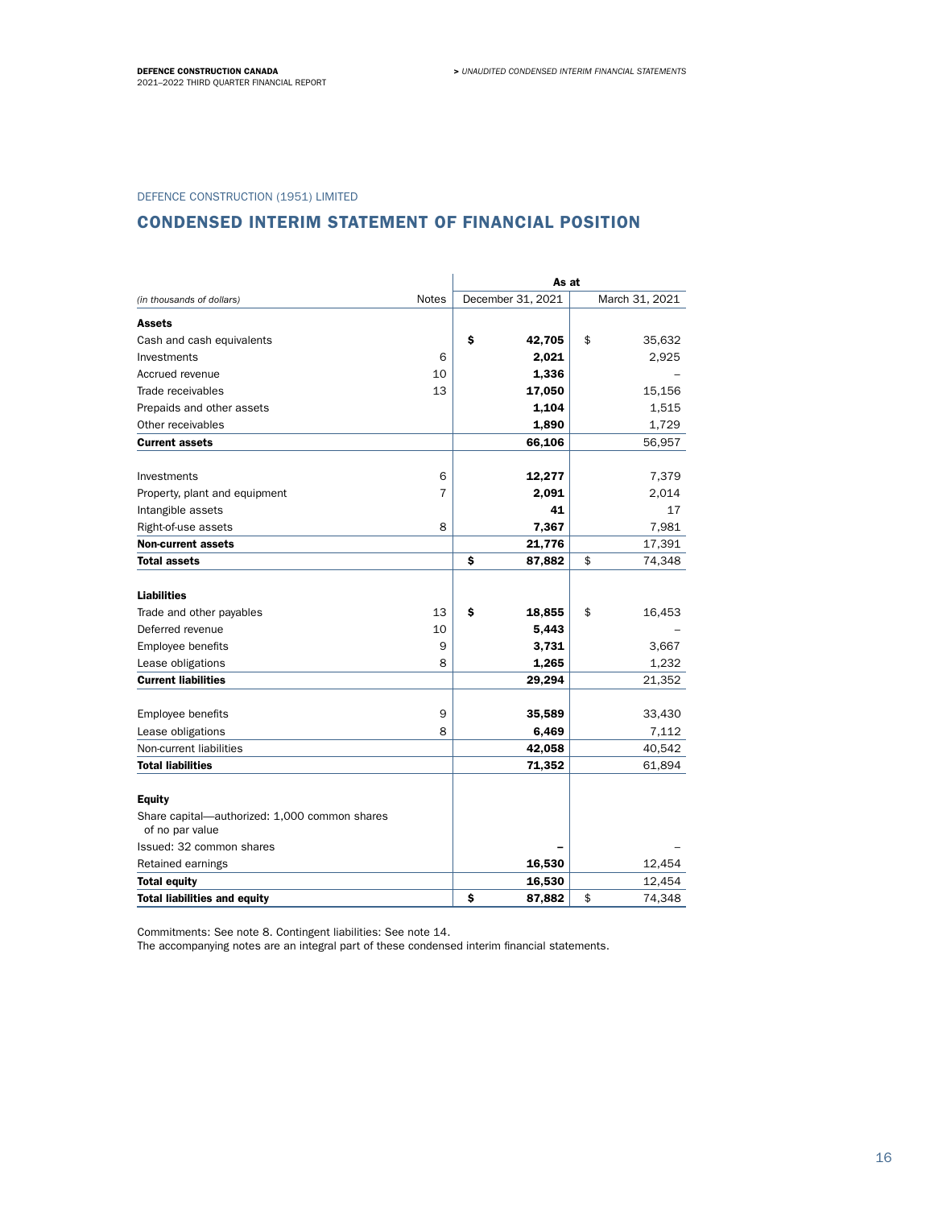DEFENCE CONSTRUCTION (1951) LIMITED

## CONDENSED INTERIM STATEMENT OF FINANCIAL POSITION

| | | As at | |
|---|---|---|---|
| *(in thousands of dollars)* | Notes | December 31, 2021 | March 31, 2021 |
| **Assets** | | | |
| Cash and cash equivalents | | **$ 42,705** | $ 35,632 |
| Investments | 6 | **2,021** | 2,925 |
| Accrued revenue | 10 | **1,336** | – |
| Trade receivables | 13 | **17,050** | 15,156 |
| Prepaids and other assets | | **1,104** | 1,515 |
| Other receivables | | **1,890** | 1,729 |
| **Current assets** | | **66,106** | 56,957 |
| Investments | 6 | **12,277** | 7,379 |
| Property, plant and equipment | 7 | **2,091** | 2,014 |
| Intangible assets | | **41** | 17 |
| Right-of-use assets | 8 | **7,367** | 7,981 |
| **Non-current assets** | | **21,776** | 17,391 |
| **Total assets** | | **$ 87,882** | $ 74,348 |
| **Liabilities** | | | |
| Trade and other payables | 13 | **$ 18,855** | $ 16,453 |
| Deferred revenue | 10 | **5,443** | – |
| Employee benefits | 9 | **3,731** | 3,667 |
| Lease obligations | 8 | **1,265** | 1,232 |
| **Current liabilities** | | **29,294** | 21,352 |
| Employee benefits | 9 | **35,589** | 33,430 |
| Lease obligations | 8 | **6,469** | 7,112 |
| Non-current liabilities | | **42,058** | 40,542 |
| **Total liabilities** | | **71,352** | 61,894 |
| **Equity** | | | |
| Share capital—authorized: 1,000 common shares of no par value | | | |
| Issued: 32 common shares | | **–** | – |
| Retained earnings | | **16,530** | 12,454 |
| **Total equity** | | **16,530** | 12,454 |
| **Total liabilities and equity** | | **$ 87,882** | $ 74,348 |

Commitments: See note 8. Contingent liabilities: See note 14.
The accompanying notes are an integral part of these condensed interim financial statements.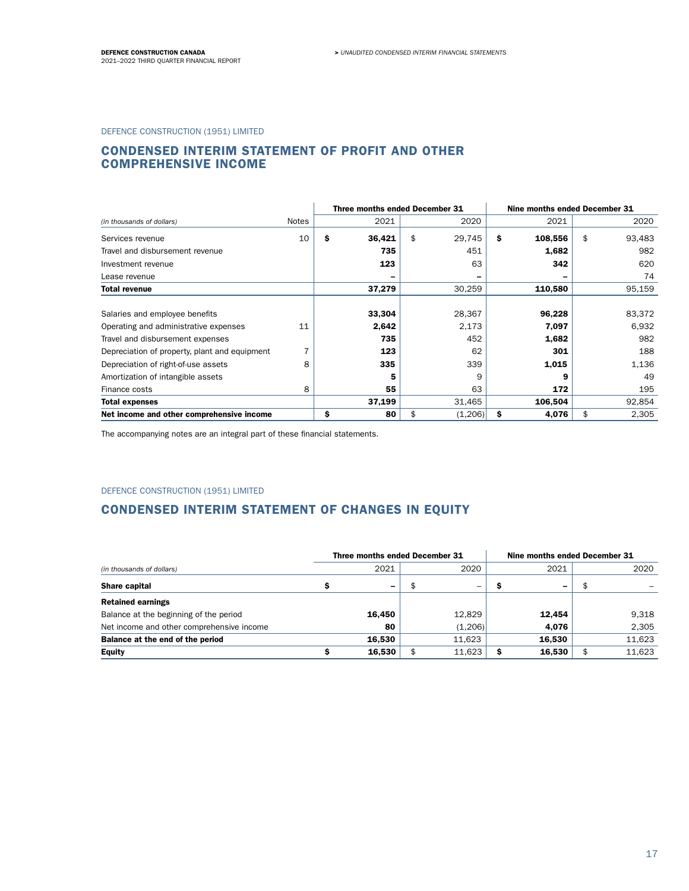DEFENCE CONSTRUCTION (1951) LIMITED

## CONDENSED INTERIM STATEMENT OF PROFIT AND OTHER COMPREHENSIVE INCOME

| *(in thousands of dollars)* | Notes | Three months ended December 31 2021 | Three months ended December 31 2020 | Nine months ended December 31 2021 | Nine months ended December 31 2020 |
|---|---|---|---|---|---|
| Services revenue | 10 | **$ 36,421** | $ 29,745 | **$ 108,556** | $ 93,483 |
| Travel and disbursement revenue | | **735** | 451 | **1,682** | 982 |
| Investment revenue | | **123** | 63 | **342** | 620 |
| Lease revenue | | **–** | – | **–** | 74 |
| **Total revenue** | | **37,279** | 30,259 | **110,580** | 95,159 |
| Salaries and employee benefits | | **33,304** | 28,367 | **96,228** | 83,372 |
| Operating and administrative expenses | 11 | **2,642** | 2,173 | **7,097** | 6,932 |
| Travel and disbursement expenses | | **735** | 452 | **1,682** | 982 |
| Depreciation of property, plant and equipment | 7 | **123** | 62 | **301** | 188 |
| Depreciation of right-of-use assets | 8 | **335** | 339 | **1,015** | 1,136 |
| Amortization of intangible assets | | **5** | 9 | **9** | 49 |
| Finance costs | 8 | **55** | 63 | **172** | 195 |
| **Total expenses** | | **37,199** | 31,465 | **106,504** | 92,854 |
| **Net income and other comprehensive income** | | **$ 80** | $ (1,206) | **$ 4,076** | $ 2,305 |

The accompanying notes are an integral part of these financial statements.

DEFENCE CONSTRUCTION (1951) LIMITED

## CONDENSED INTERIM STATEMENT OF CHANGES IN EQUITY

| *(in thousands of dollars)* | Three months ended December 31 2021 | Three months ended December 31 2020 | Nine months ended December 31 2021 | Nine months ended December 31 2020 |
|---|---|---|---|---|
| **Share capital** | **$ –** | $ – | **$ –** | $ – |
| **Retained earnings** | | | | |
| Balance at the beginning of the period | **16,450** | 12,829 | **12,454** | 9,318 |
| Net income and other comprehensive income | **80** | (1,206) | **4,076** | 2,305 |
| **Balance at the end of the period** | **16,530** | 11,623 | **16,530** | 11,623 |
| **Equity** | **$ 16,530** | $ 11,623 | **$ 16,530** | $ 11,623 |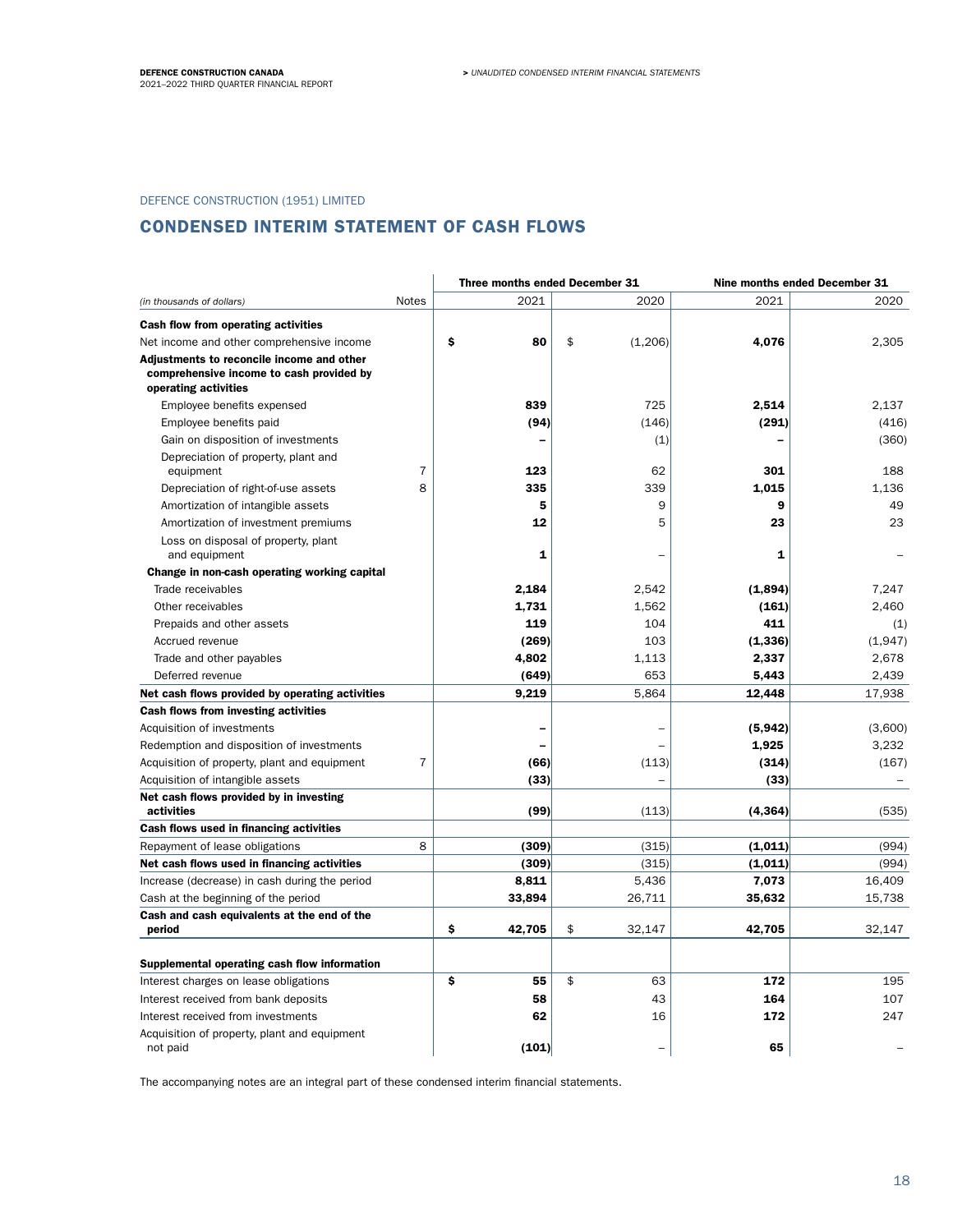DEFENCE CONSTRUCTION (1951) LIMITED

## CONDENSED INTERIM STATEMENT OF CASH FLOWS

| | | Three months ended December 31 | | Nine months ended December 31 | |
|---|---|---|---|---|---|
| *(in thousands of dollars)* | Notes | 2021 | 2020 | 2021 | 2020 |
| **Cash flow from operating activities** | | | | | |
| Net income and other comprehensive income | | **$ 80** | $ (1,206) | **4,076** | 2,305 |
| **Adjustments to reconcile income and other comprehensive income to cash provided by operating activities** | | | | | |
| Employee benefits expensed | | **839** | 725 | **2,514** | 2,137 |
| Employee benefits paid | | **(94)** | (146) | **(291)** | (416) |
| Gain on disposition of investments | | **–** | (1) | **–** | (360) |
| Depreciation of property, plant and equipment | 7 | **123** | 62 | **301** | 188 |
| Depreciation of right-of-use assets | 8 | **335** | 339 | **1,015** | 1,136 |
| Amortization of intangible assets | | **5** | 9 | **9** | 49 |
| Amortization of investment premiums | | **12** | 5 | **23** | 23 |
| Loss on disposal of property, plant and equipment | | **1** | – | **1** | – |
| **Change in non-cash operating working capital** | | | | | |
| Trade receivables | | **2,184** | 2,542 | **(1,894)** | 7,247 |
| Other receivables | | **1,731** | 1,562 | **(161)** | 2,460 |
| Prepaids and other assets | | **119** | 104 | **411** | (1) |
| Accrued revenue | | **(269)** | 103 | **(1,336)** | (1,947) |
| Trade and other payables | | **4,802** | 1,113 | **2,337** | 2,678 |
| Deferred revenue | | **(649)** | 653 | **5,443** | 2,439 |
| **Net cash flows provided by operating activities** | | **9,219** | 5,864 | **12,448** | 17,938 |
| **Cash flows from investing activities** | | | | | |
| Acquisition of investments | | **–** | – | **(5,942)** | (3,600) |
| Redemption and disposition of investments | | **–** | – | **1,925** | 3,232 |
| Acquisition of property, plant and equipment | 7 | **(66)** | (113) | **(314)** | (167) |
| Acquisition of intangible assets | | **(33)** | – | **(33)** | – |
| **Net cash flows provided by in investing activities** | | **(99)** | (113) | **(4,364)** | (535) |
| **Cash flows used in financing activities** | | | | | |
| Repayment of lease obligations | 8 | **(309)** | (315) | **(1,011)** | (994) |
| **Net cash flows used in financing activities** | | **(309)** | (315) | **(1,011)** | (994) |
| Increase (decrease) in cash during the period | | **8,811** | 5,436 | **7,073** | 16,409 |
| Cash at the beginning of the period | | **33,894** | 26,711 | **35,632** | 15,738 |
| **Cash and cash equivalents at the end of the period** | | **$ 42,705** | $ 32,147 | **42,705** | 32,147 |
| | | | | | |
| **Supplemental operating cash flow information** | | | | | |
| Interest charges on lease obligations | | **$ 55** | $ 63 | **172** | 195 |
| Interest received from bank deposits | | **58** | 43 | **164** | 107 |
| Interest received from investments | | **62** | 16 | **172** | 247 |
| Acquisition of property, plant and equipment not paid | | **(101)** | – | **65** | – |

The accompanying notes are an integral part of these condensed interim financial statements.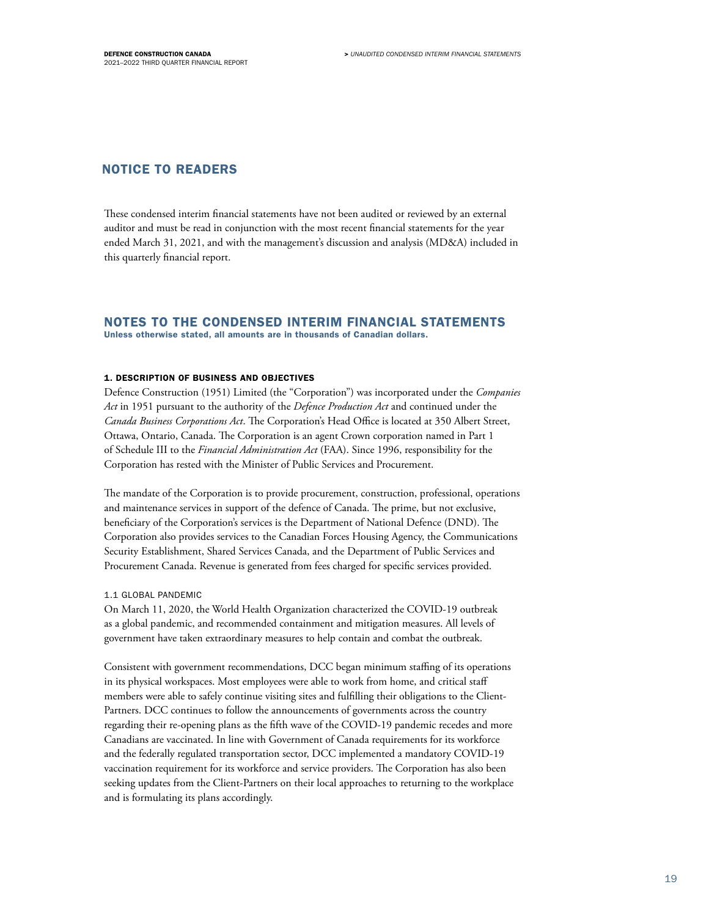## NOTICE TO READERS

These condensed interim financial statements have not been audited or reviewed by an external auditor and must be read in conjunction with the most recent financial statements for the year ended March 31, 2021, and with the management's discussion and analysis (MD&A) included in this quarterly financial report.

## NOTES TO THE CONDENSED INTERIM FINANCIAL STATEMENTS

**Unless otherwise stated, all amounts are in thousands of Canadian dollars.**

### 1. DESCRIPTION OF BUSINESS AND OBJECTIVES

Defence Construction (1951) Limited (the "Corporation") was incorporated under the *Companies Act* in 1951 pursuant to the authority of the *Defence Production Act* and continued under the *Canada Business Corporations Act*. The Corporation's Head Office is located at 350 Albert Street, Ottawa, Ontario, Canada. The Corporation is an agent Crown corporation named in Part 1 of Schedule III to the *Financial Administration Act* (FAA). Since 1996, responsibility for the Corporation has rested with the Minister of Public Services and Procurement.

The mandate of the Corporation is to provide procurement, construction, professional, operations and maintenance services in support of the defence of Canada. The prime, but not exclusive, beneficiary of the Corporation's services is the Department of National Defence (DND). The Corporation also provides services to the Canadian Forces Housing Agency, the Communications Security Establishment, Shared Services Canada, and the Department of Public Services and Procurement Canada. Revenue is generated from fees charged for specific services provided.

#### 1.1 GLOBAL PANDEMIC

On March 11, 2020, the World Health Organization characterized the COVID-19 outbreak as a global pandemic, and recommended containment and mitigation measures. All levels of government have taken extraordinary measures to help contain and combat the outbreak.

Consistent with government recommendations, DCC began minimum staffing of its operations in its physical workspaces. Most employees were able to work from home, and critical staff members were able to safely continue visiting sites and fulfilling their obligations to the Client-Partners. DCC continues to follow the announcements of governments across the country regarding their re-opening plans as the fifth wave of the COVID-19 pandemic recedes and more Canadians are vaccinated. In line with Government of Canada requirements for its workforce and the federally regulated transportation sector, DCC implemented a mandatory COVID-19 vaccination requirement for its workforce and service providers. The Corporation has also been seeking updates from the Client-Partners on their local approaches to returning to the workplace and is formulating its plans accordingly.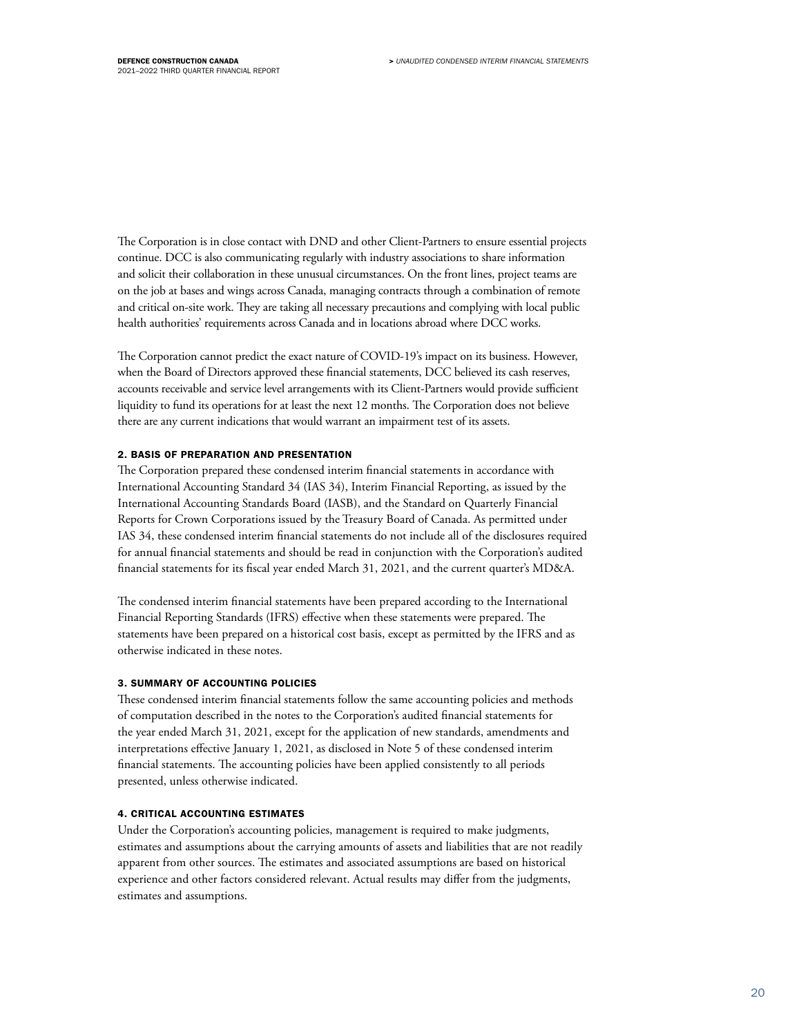The Corporation is in close contact with DND and other Client-Partners to ensure essential projects continue. DCC is also communicating regularly with industry associations to share information and solicit their collaboration in these unusual circumstances. On the front lines, project teams are on the job at bases and wings across Canada, managing contracts through a combination of remote and critical on-site work. They are taking all necessary precautions and complying with local public health authorities' requirements across Canada and in locations abroad where DCC works.

The Corporation cannot predict the exact nature of COVID-19's impact on its business. However, when the Board of Directors approved these financial statements, DCC believed its cash reserves, accounts receivable and service level arrangements with its Client-Partners would provide sufficient liquidity to fund its operations for at least the next 12 months. The Corporation does not believe there are any current indications that would warrant an impairment test of its assets.

#### 2. BASIS OF PREPARATION AND PRESENTATION

The Corporation prepared these condensed interim financial statements in accordance with International Accounting Standard 34 (IAS 34), Interim Financial Reporting, as issued by the International Accounting Standards Board (IASB), and the Standard on Quarterly Financial Reports for Crown Corporations issued by the Treasury Board of Canada. As permitted under IAS 34, these condensed interim financial statements do not include all of the disclosures required for annual financial statements and should be read in conjunction with the Corporation's audited financial statements for its fiscal year ended March 31, 2021, and the current quarter's MD&A.

The condensed interim financial statements have been prepared according to the International Financial Reporting Standards (IFRS) effective when these statements were prepared. The statements have been prepared on a historical cost basis, except as permitted by the IFRS and as otherwise indicated in these notes.

#### 3. SUMMARY OF ACCOUNTING POLICIES

These condensed interim financial statements follow the same accounting policies and methods of computation described in the notes to the Corporation's audited financial statements for the year ended March 31, 2021, except for the application of new standards, amendments and interpretations effective January 1, 2021, as disclosed in Note 5 of these condensed interim financial statements. The accounting policies have been applied consistently to all periods presented, unless otherwise indicated.

#### 4. CRITICAL ACCOUNTING ESTIMATES

Under the Corporation's accounting policies, management is required to make judgments, estimates and assumptions about the carrying amounts of assets and liabilities that are not readily apparent from other sources. The estimates and associated assumptions are based on historical experience and other factors considered relevant. Actual results may differ from the judgments, estimates and assumptions.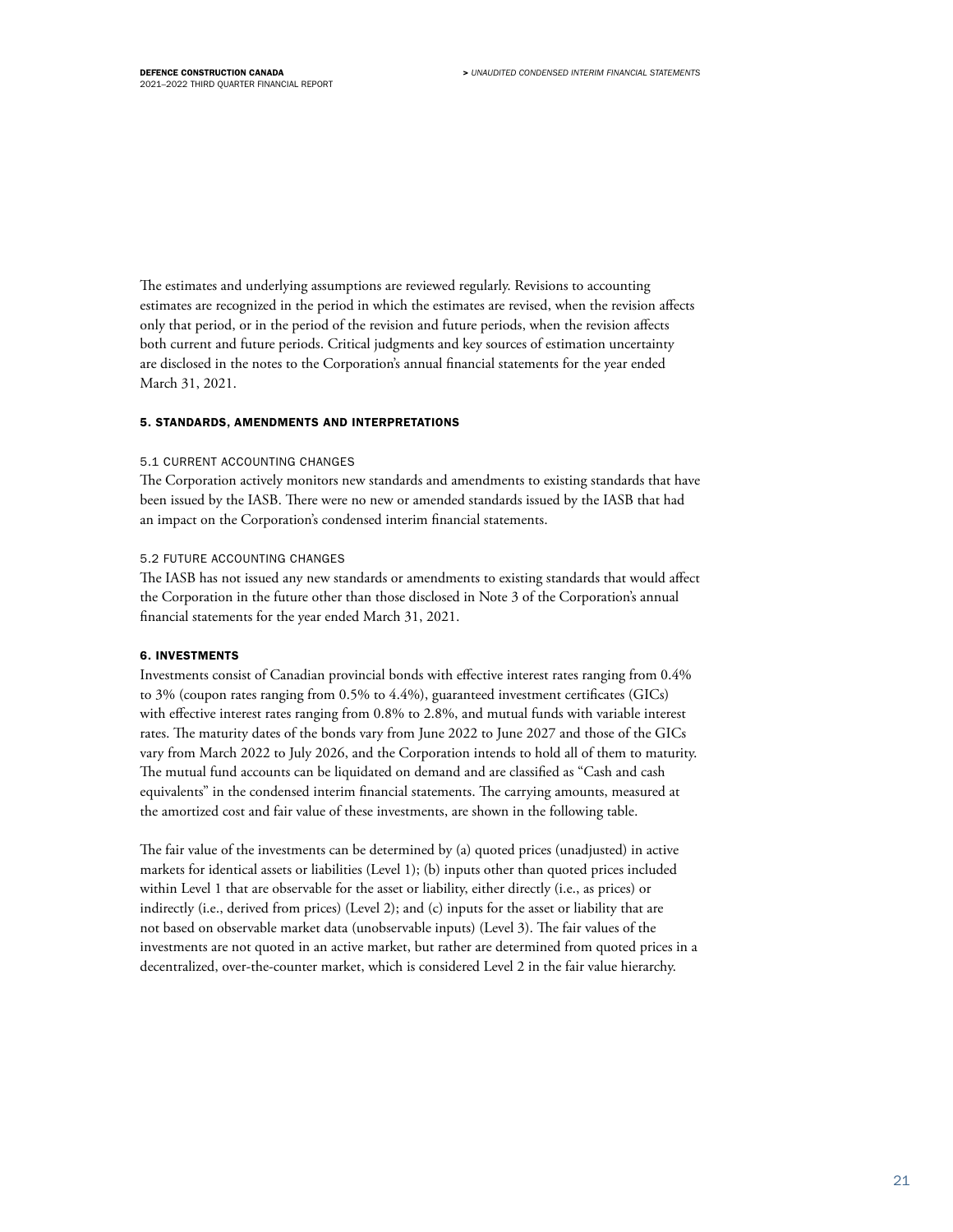The estimates and underlying assumptions are reviewed regularly. Revisions to accounting estimates are recognized in the period in which the estimates are revised, when the revision affects only that period, or in the period of the revision and future periods, when the revision affects both current and future periods. Critical judgments and key sources of estimation uncertainty are disclosed in the notes to the Corporation's annual financial statements for the year ended March 31, 2021.

## 5. STANDARDS, AMENDMENTS AND INTERPRETATIONS

### 5.1 CURRENT ACCOUNTING CHANGES

The Corporation actively monitors new standards and amendments to existing standards that have been issued by the IASB. There were no new or amended standards issued by the IASB that had an impact on the Corporation's condensed interim financial statements.

### 5.2 FUTURE ACCOUNTING CHANGES

The IASB has not issued any new standards or amendments to existing standards that would affect the Corporation in the future other than those disclosed in Note 3 of the Corporation's annual financial statements for the year ended March 31, 2021.

## 6. INVESTMENTS

Investments consist of Canadian provincial bonds with effective interest rates ranging from 0.4% to 3% (coupon rates ranging from 0.5% to 4.4%), guaranteed investment certificates (GICs) with effective interest rates ranging from 0.8% to 2.8%, and mutual funds with variable interest rates. The maturity dates of the bonds vary from June 2022 to June 2027 and those of the GICs vary from March 2022 to July 2026, and the Corporation intends to hold all of them to maturity. The mutual fund accounts can be liquidated on demand and are classified as "Cash and cash equivalents" in the condensed interim financial statements. The carrying amounts, measured at the amortized cost and fair value of these investments, are shown in the following table.

The fair value of the investments can be determined by (a) quoted prices (unadjusted) in active markets for identical assets or liabilities (Level 1); (b) inputs other than quoted prices included within Level 1 that are observable for the asset or liability, either directly (i.e., as prices) or indirectly (i.e., derived from prices) (Level 2); and (c) inputs for the asset or liability that are not based on observable market data (unobservable inputs) (Level 3). The fair values of the investments are not quoted in an active market, but rather are determined from quoted prices in a decentralized, over-the-counter market, which is considered Level 2 in the fair value hierarchy.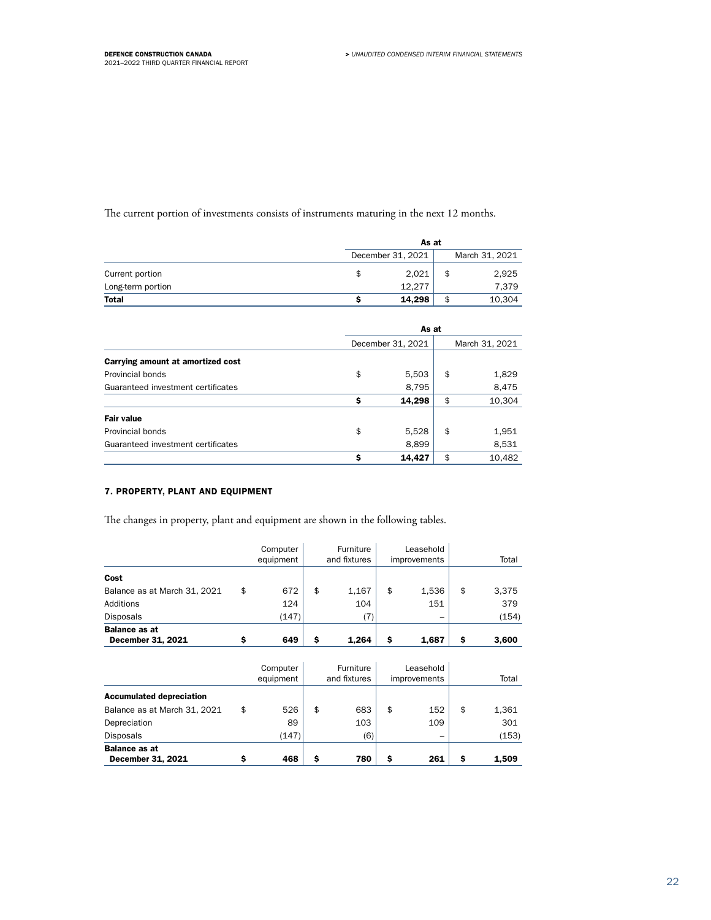The current portion of investments consists of instruments maturing in the next 12 months.

| | As at | |
|---|---|---|
| | December 31, 2021 | March 31, 2021 |
| Current portion | $ 2,021 | $ 2,925 |
| Long-term portion | 12,277 | 7,379 |
| **Total** | **$ 14,298** | $ 10,304 |

| | As at | |
|---|---|---|
| | December 31, 2021 | March 31, 2021 |
| **Carrying amount at amortized cost** | | |
| Provincial bonds | $ 5,503 | $ 1,829 |
| Guaranteed investment certificates | 8,795 | 8,475 |
| | **$ 14,298** | $ 10,304 |
| **Fair value** | | |
| Provincial bonds | $ 5,528 | $ 1,951 |
| Guaranteed investment certificates | 8,899 | 8,531 |
| | **$ 14,427** | $ 10,482 |

### 7. PROPERTY, PLANT AND EQUIPMENT

The changes in property, plant and equipment are shown in the following tables.

| | Computer equipment | Furniture and fixtures | Leasehold improvements | Total |
|---|---|---|---|---|
| **Cost** | | | | |
| Balance as at March 31, 2021 | $ 672 | $ 1,167 | $ 1,536 | $ 3,375 |
| Additions | 124 | 104 | 151 | 379 |
| Disposals | (147) | (7) | – | (154) |
| **Balance as at December 31, 2021** | **$ 649** | **$ 1,264** | **$ 1,687** | **$ 3,600** |

| | Computer equipment | Furniture and fixtures | Leasehold improvements | Total |
|---|---|---|---|---|
| **Accumulated depreciation** | | | | |
| Balance as at March 31, 2021 | $ 526 | $ 683 | $ 152 | $ 1,361 |
| Depreciation | 89 | 103 | 109 | 301 |
| Disposals | (147) | (6) | – | (153) |
| **Balance as at December 31, 2021** | **$ 468** | **$ 780** | **$ 261** | **$ 1,509** |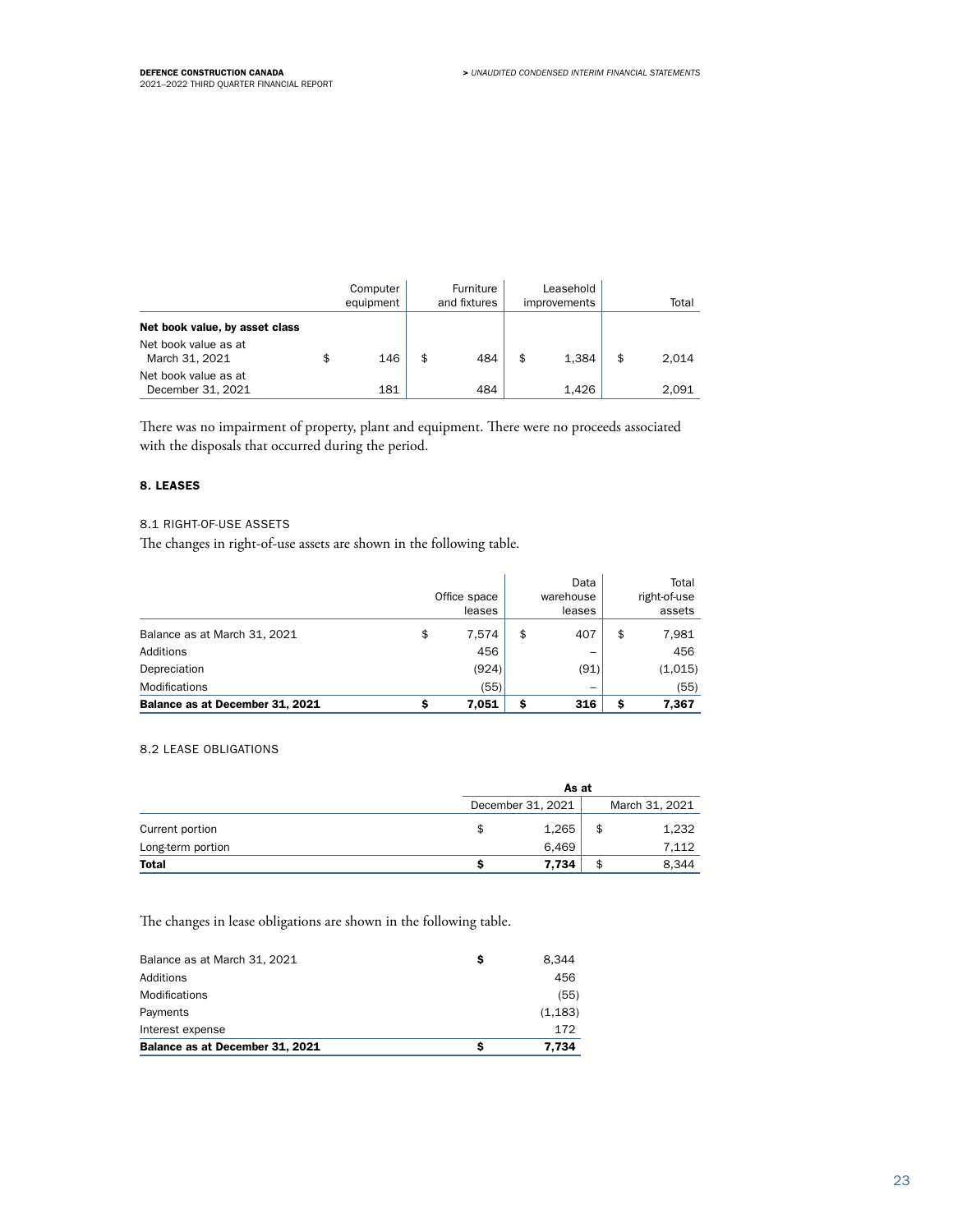| | Computer equipment | Furniture and fixtures | Leasehold improvements | Total |
|---|---|---|---|---|
| **Net book value, by asset class** | | | | |
| Net book value as at March 31, 2021 | $ 146 | $ 484 | $ 1,384 | $ 2,014 |
| Net book value as at December 31, 2021 | 181 | 484 | 1,426 | 2,091 |

There was no impairment of property, plant and equipment. There were no proceeds associated with the disposals that occurred during the period.

### 8. LEASES

#### 8.1 RIGHT-OF-USE ASSETS

The changes in right-of-use assets are shown in the following table.

| | Office space leases | Data warehouse leases | Total right-of-use assets |
|---|---|---|---|
| Balance as at March 31, 2021 | $ 7,574 | $ 407 | $ 7,981 |
| Additions | 456 | – | 456 |
| Depreciation | (924) | (91) | (1,015) |
| Modifications | (55) | – | (55) |
| **Balance as at December 31, 2021** | **$ 7,051** | **$ 316** | **$ 7,367** |

#### 8.2 LEASE OBLIGATIONS

| | As at | |
|---|---|---|
| | December 31, 2021 | March 31, 2021 |
| Current portion | $ 1,265 | $ 1,232 |
| Long-term portion | 6,469 | 7,112 |
| **Total** | **$ 7,734** | $ 8,344 |

The changes in lease obligations are shown in the following table.

| | |
|---|---|
| Balance as at March 31, 2021 | $ 8,344 |
| Additions | 456 |
| Modifications | (55) |
| Payments | (1,183) |
| Interest expense | 172 |
| **Balance as at December 31, 2021** | **$ 7,734** |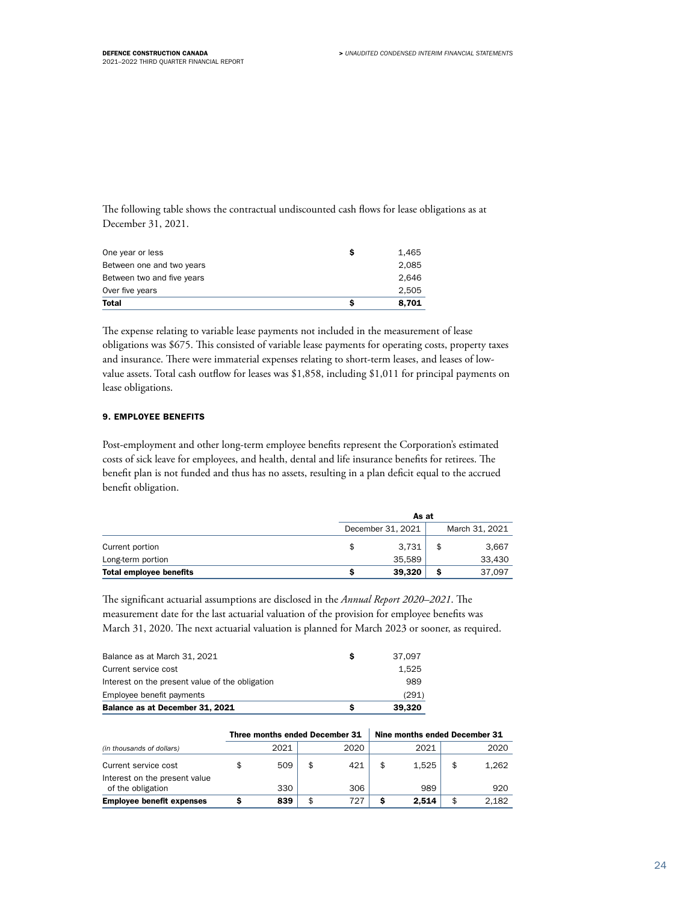The following table shows the contractual undiscounted cash flows for lease obligations as at December 31, 2021.

| | | |
|---|---|---|
| One year or less | $ | 1,465 |
| Between one and two years | | 2,085 |
| Between two and five years | | 2,646 |
| Over five years | | 2,505 |
| **Total** | **$** | **8,701** |

The expense relating to variable lease payments not included in the measurement of lease obligations was $675. This consisted of variable lease payments for operating costs, property taxes and insurance. There were immaterial expenses relating to short-term leases, and leases of low-value assets. Total cash outflow for leases was $1,858, including $1,011 for principal payments on lease obligations.

### 9. EMPLOYEE BENEFITS

Post-employment and other long-term employee benefits represent the Corporation's estimated costs of sick leave for employees, and health, dental and life insurance benefits for retirees. The benefit plan is not funded and thus has no assets, resulting in a plan deficit equal to the accrued benefit obligation.

| | As at | | | |
|---|---|---|---|---|
| | December 31, 2021 | | March 31, 2021 | |
| Current portion | $ | 3,731 | $ | 3,667 |
| Long-term portion | | 35,589 | | 33,430 |
| **Total employee benefits** | **$** | **39,320** | **$** | 37,097 |

The significant actuarial assumptions are disclosed in the *Annual Report 2020–2021*. The measurement date for the last actuarial valuation of the provision for employee benefits was March 31, 2020. The next actuarial valuation is planned for March 2023 or sooner, as required.

| | | |
|---|---|---|
| Balance as at March 31, 2021 | $ | 37,097 |
| Current service cost | | 1,525 |
| Interest on the present value of the obligation | | 989 |
| Employee benefit payments | | (291) |
| **Balance as at December 31, 2021** | **$** | **39,320** |

| | Three months ended December 31 | | | | Nine months ended December 31 | | | |
|---|---|---|---|---|---|---|---|---|
| *(in thousands of dollars)* | | 2021 | | 2020 | | 2021 | | 2020 |
| Current service cost | $ | 509 | $ | 421 | $ | 1,525 | $ | 1,262 |
| Interest on the present value of the obligation | | 330 | | 306 | | 989 | | 920 |
| **Employee benefit expenses** | **$** | **839** | $ | 727 | **$** | **2,514** | $ | 2,182 |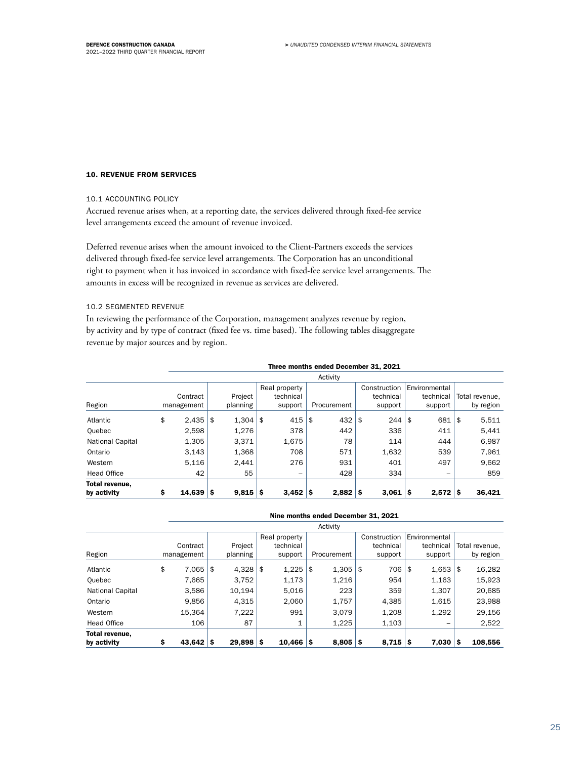## 10. REVENUE FROM SERVICES

### 10.1 ACCOUNTING POLICY

Accrued revenue arises when, at a reporting date, the services delivered through fixed-fee service level arrangements exceed the amount of revenue invoiced.

Deferred revenue arises when the amount invoiced to the Client-Partners exceeds the services delivered through fixed-fee service level arrangements. The Corporation has an unconditional right to payment when it has invoiced in accordance with fixed-fee service level arrangements. The amounts in excess will be recognized in revenue as services are delivered.

### 10.2 SEGMENTED REVENUE

In reviewing the performance of the Corporation, management analyzes revenue by region, by activity and by type of contract (fixed fee vs. time based). The following tables disaggregate revenue by major sources and by region.

| | Three months ended December 31, 2021 | | | | | | |
|---|---|---|---|---|---|---|---|
| | Activity | | | | | | |
| Region | Contract management | Project planning | Real property technical support | Procurement | Construction technical support | Environmental technical support | Total revenue, by region |
| Atlantic | $ 2,435 | $ 1,304 | $ 415 | $ 432 | $ 244 | $ 681 | $ 5,511 |
| Quebec | 2,598 | 1,276 | 378 | 442 | 336 | 411 | 5,441 |
| National Capital | 1,305 | 3,371 | 1,675 | 78 | 114 | 444 | 6,987 |
| Ontario | 3,143 | 1,368 | 708 | 571 | 1,632 | 539 | 7,961 |
| Western | 5,116 | 2,441 | 276 | 931 | 401 | 497 | 9,662 |
| Head Office | 42 | 55 | – | 428 | 334 | – | 859 |
| **Total revenue, by activity** | **$ 14,639** | **$ 9,815** | **$ 3,452** | **$ 2,882** | **$ 3,061** | **$ 2,572** | **$ 36,421** |

| | Nine months ended December 31, 2021 | | | | | | |
|---|---|---|---|---|---|---|---|
| | Activity | | | | | | |
| Region | Contract management | Project planning | Real property technical support | Procurement | Construction technical support | Environmental technical support | Total revenue, by region |
| Atlantic | $ 7,065 | $ 4,328 | $ 1,225 | $ 1,305 | $ 706 | $ 1,653 | $ 16,282 |
| Quebec | 7,665 | 3,752 | 1,173 | 1,216 | 954 | 1,163 | 15,923 |
| National Capital | 3,586 | 10,194 | 5,016 | 223 | 359 | 1,307 | 20,685 |
| Ontario | 9,856 | 4,315 | 2,060 | 1,757 | 4,385 | 1,615 | 23,988 |
| Western | 15,364 | 7,222 | 991 | 3,079 | 1,208 | 1,292 | 29,156 |
| Head Office | 106 | 87 | 1 | 1,225 | 1,103 | – | 2,522 |
| **Total revenue, by activity** | **$ 43,642** | **$ 29,898** | **$ 10,466** | **$ 8,805** | **$ 8,715** | **$ 7,030** | **$ 108,556** |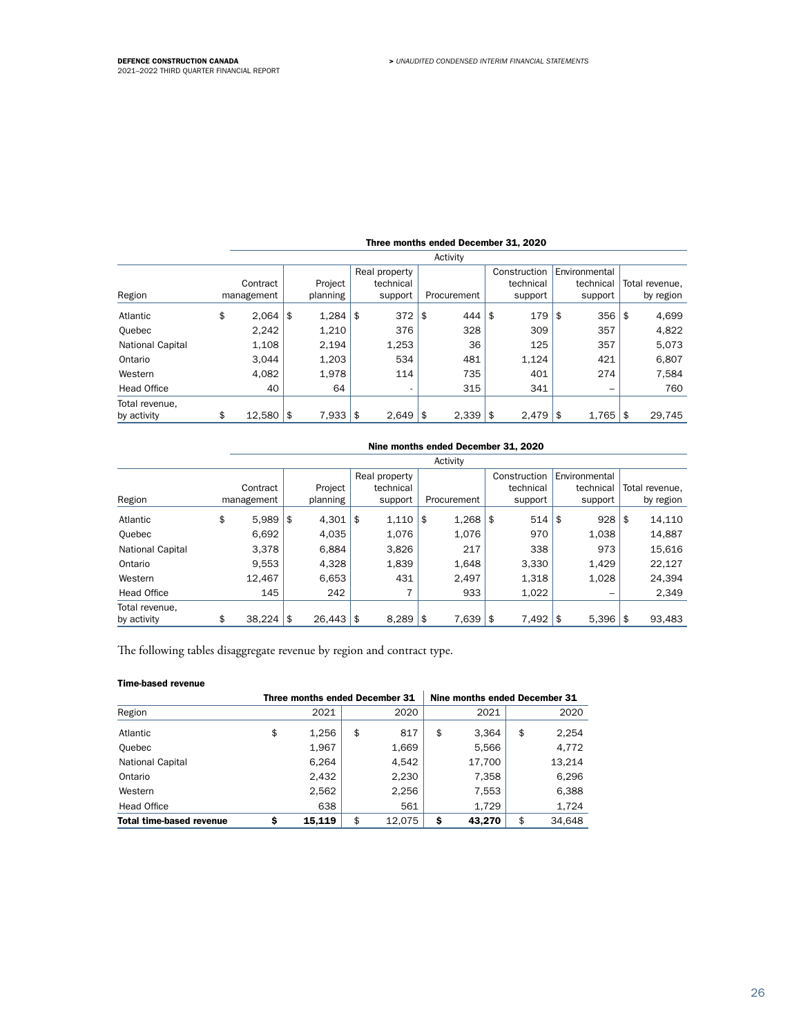| | Three months ended December 31, 2020 | | | | | | |
|---|---|---|---|---|---|---|---|
| | Activity | | | | | | |
| Region | Contract management | Project planning | Real property technical support | Procurement | Construction technical support | Environmental technical support | Total revenue, by region |
| Atlantic | $ 2,064 | $ 1,284 | $ 372 | $ 444 | $ 179 | $ 356 | $ 4,699 |
| Quebec | 2,242 | 1,210 | 376 | 328 | 309 | 357 | 4,822 |
| National Capital | 1,108 | 2,194 | 1,253 | 36 | 125 | 357 | 5,073 |
| Ontario | 3,044 | 1,203 | 534 | 481 | 1,124 | 421 | 6,807 |
| Western | 4,082 | 1,978 | 114 | 735 | 401 | 274 | 7,584 |
| Head Office | 40 | 64 | - | 315 | 341 | – | 760 |
| Total revenue, by activity | $ 12,580 | $ 7,933 | $ 2,649 | $ 2,339 | $ 2,479 | $ 1,765 | $ 29,745 |

| | Nine months ended December 31, 2020 | | | | | | |
|---|---|---|---|---|---|---|---|
| | Activity | | | | | | |
| Region | Contract management | Project planning | Real property technical support | Procurement | Construction technical support | Environmental technical support | Total revenue, by region |
| Atlantic | $ 5,989 | $ 4,301 | $ 1,110 | $ 1,268 | $ 514 | $ 928 | $ 14,110 |
| Quebec | 6,692 | 4,035 | 1,076 | 1,076 | 970 | 1,038 | 14,887 |
| National Capital | 3,378 | 6,884 | 3,826 | 217 | 338 | 973 | 15,616 |
| Ontario | 9,553 | 4,328 | 1,839 | 1,648 | 3,330 | 1,429 | 22,127 |
| Western | 12,467 | 6,653 | 431 | 2,497 | 1,318 | 1,028 | 24,394 |
| Head Office | 145 | 242 | 7 | 933 | 1,022 | – | 2,349 |
| Total revenue, by activity | $ 38,224 | $ 26,443 | $ 8,289 | $ 7,639 | $ 7,492 | $ 5,396 | $ 93,483 |

The following tables disaggregate revenue by region and contract type.

**Time-based revenue**

| | Three months ended December 31 | | Nine months ended December 31 | |
|---|---|---|---|---|
| Region | 2021 | 2020 | 2021 | 2020 |
| Atlantic | $ 1,256 | $ 817 | $ 3,364 | $ 2,254 |
| Quebec | 1,967 | 1,669 | 5,566 | 4,772 |
| National Capital | 6,264 | 4,542 | 17,700 | 13,214 |
| Ontario | 2,432 | 2,230 | 7,358 | 6,296 |
| Western | 2,562 | 2,256 | 7,553 | 6,388 |
| Head Office | 638 | 561 | 1,729 | 1,724 |
| **Total time-based revenue** | **$ 15,119** | $ 12,075 | **$ 43,270** | $ 34,648 |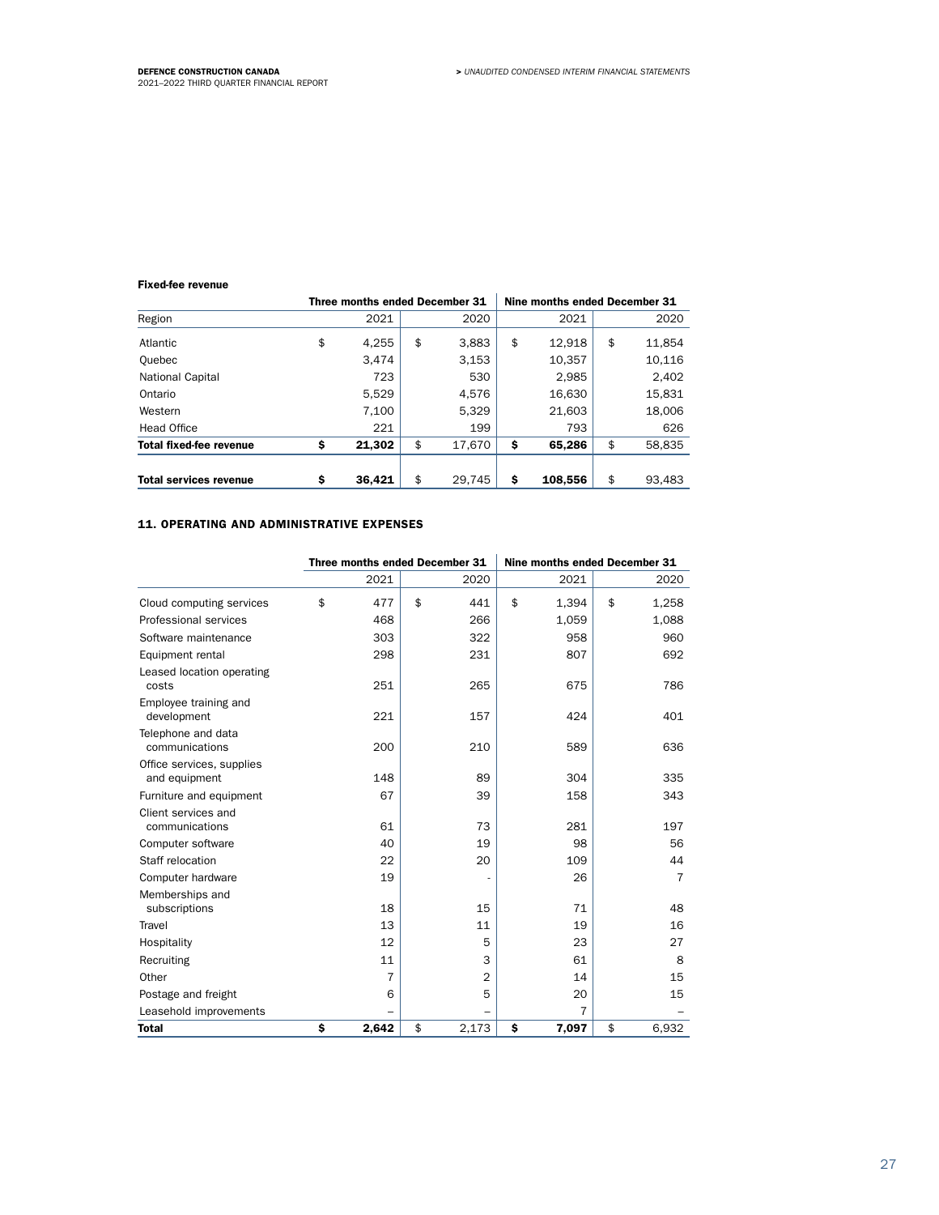**Fixed-fee revenue**

| | Three months ended December 31 | | Nine months ended December 31 | |
|---|---|---|---|---|
| Region | 2021 | 2020 | 2021 | 2020 |
| Atlantic | $ 4,255 | $ 3,883 | $ 12,918 | $ 11,854 |
| Quebec | 3,474 | 3,153 | 10,357 | 10,116 |
| National Capital | 723 | 530 | 2,985 | 2,402 |
| Ontario | 5,529 | 4,576 | 16,630 | 15,831 |
| Western | 7,100 | 5,329 | 21,603 | 18,006 |
| Head Office | 221 | 199 | 793 | 626 |
| **Total fixed-fee revenue** | **$ 21,302** | $ 17,670 | **$ 65,286** | $ 58,835 |
| **Total services revenue** | **$ 36,421** | $ 29,745 | **$ 108,556** | $ 93,483 |

## 11. OPERATING AND ADMINISTRATIVE EXPENSES

| | Three months ended December 31 | | Nine months ended December 31 | |
|---|---|---|---|---|
| | 2021 | 2020 | 2021 | 2020 |
| Cloud computing services | $ 477 | $ 441 | $ 1,394 | $ 1,258 |
| Professional services | 468 | 266 | 1,059 | 1,088 |
| Software maintenance | 303 | 322 | 958 | 960 |
| Equipment rental | 298 | 231 | 807 | 692 |
| Leased location operating costs | 251 | 265 | 675 | 786 |
| Employee training and development | 221 | 157 | 424 | 401 |
| Telephone and data communications | 200 | 210 | 589 | 636 |
| Office services, supplies and equipment | 148 | 89 | 304 | 335 |
| Furniture and equipment | 67 | 39 | 158 | 343 |
| Client services and communications | 61 | 73 | 281 | 197 |
| Computer software | 40 | 19 | 98 | 56 |
| Staff relocation | 22 | 20 | 109 | 44 |
| Computer hardware | 19 | - | 26 | 7 |
| Memberships and subscriptions | 18 | 15 | 71 | 48 |
| Travel | 13 | 11 | 19 | 16 |
| Hospitality | 12 | 5 | 23 | 27 |
| Recruiting | 11 | 3 | 61 | 8 |
| Other | 7 | 2 | 14 | 15 |
| Postage and freight | 6 | 5 | 20 | 15 |
| Leasehold improvements | – | – | 7 | – |
| **Total** | **$ 2,642** | $ 2,173 | **$ 7,097** | $ 6,932 |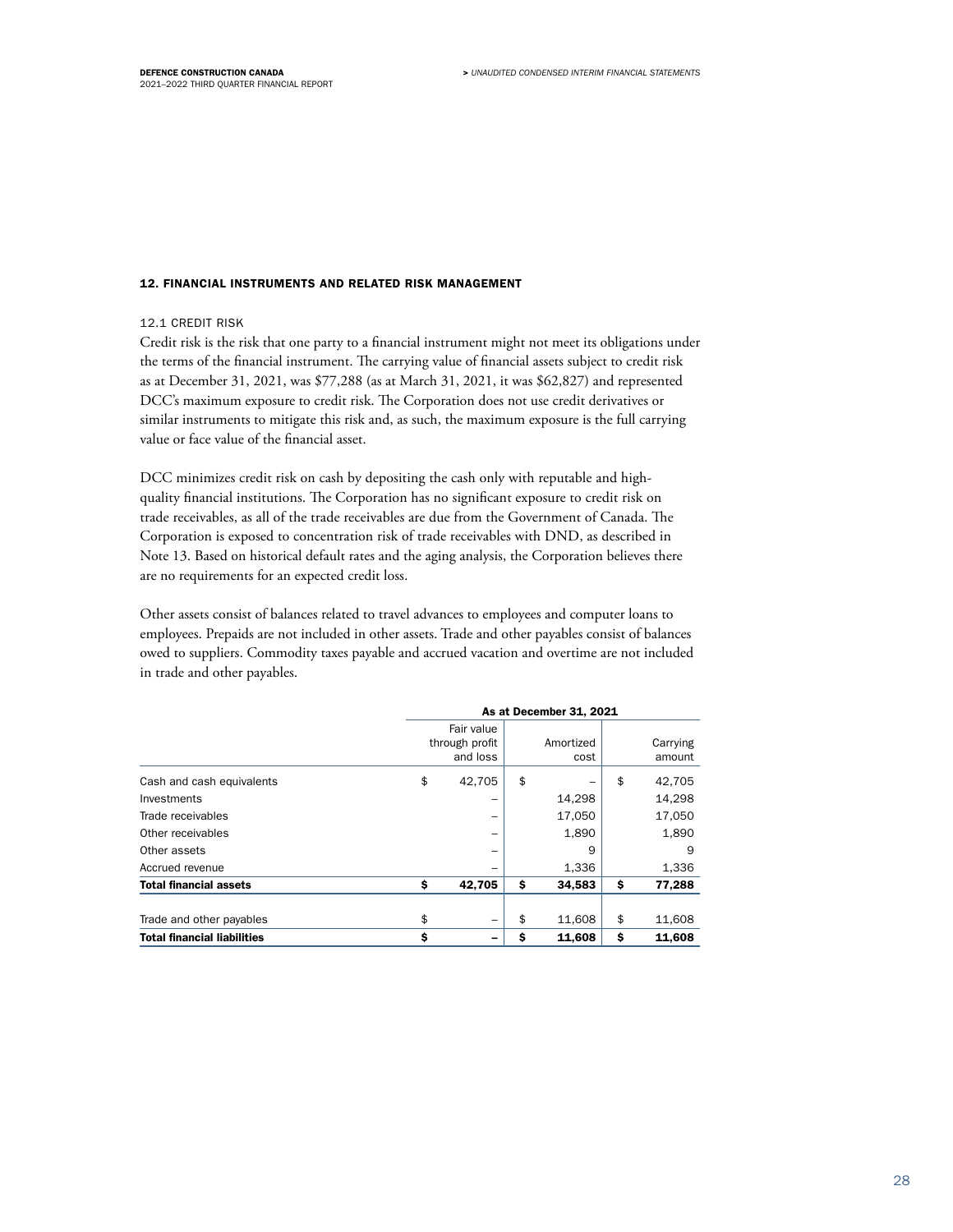## 12. FINANCIAL INSTRUMENTS AND RELATED RISK MANAGEMENT

### 12.1 CREDIT RISK

Credit risk is the risk that one party to a financial instrument might not meet its obligations under the terms of the financial instrument. The carrying value of financial assets subject to credit risk as at December 31, 2021, was $77,288 (as at March 31, 2021, it was $62,827) and represented DCC's maximum exposure to credit risk. The Corporation does not use credit derivatives or similar instruments to mitigate this risk and, as such, the maximum exposure is the full carrying value or face value of the financial asset.

DCC minimizes credit risk on cash by depositing the cash only with reputable and high-quality financial institutions. The Corporation has no significant exposure to credit risk on trade receivables, as all of the trade receivables are due from the Government of Canada. The Corporation is exposed to concentration risk of trade receivables with DND, as described in Note 13. Based on historical default rates and the aging analysis, the Corporation believes there are no requirements for an expected credit loss.

Other assets consist of balances related to travel advances to employees and computer loans to employees. Prepaids are not included in other assets. Trade and other payables consist of balances owed to suppliers. Commodity taxes payable and accrued vacation and overtime are not included in trade and other payables.

| | As at December 31, 2021 | | |
|---|---|---|---|
| | Fair value through profit and loss | Amortized cost | Carrying amount |
| Cash and cash equivalents | $ 42,705 | $ – | $ 42,705 |
| Investments | – | 14,298 | 14,298 |
| Trade receivables | – | 17,050 | 17,050 |
| Other receivables | – | 1,890 | 1,890 |
| Other assets | – | 9 | 9 |
| Accrued revenue | – | 1,336 | 1,336 |
| **Total financial assets** | **$ 42,705** | **$ 34,583** | **$ 77,288** |
| Trade and other payables | $ – | $ 11,608 | $ 11,608 |
| **Total financial liabilities** | **$ –** | **$ 11,608** | **$ 11,608** |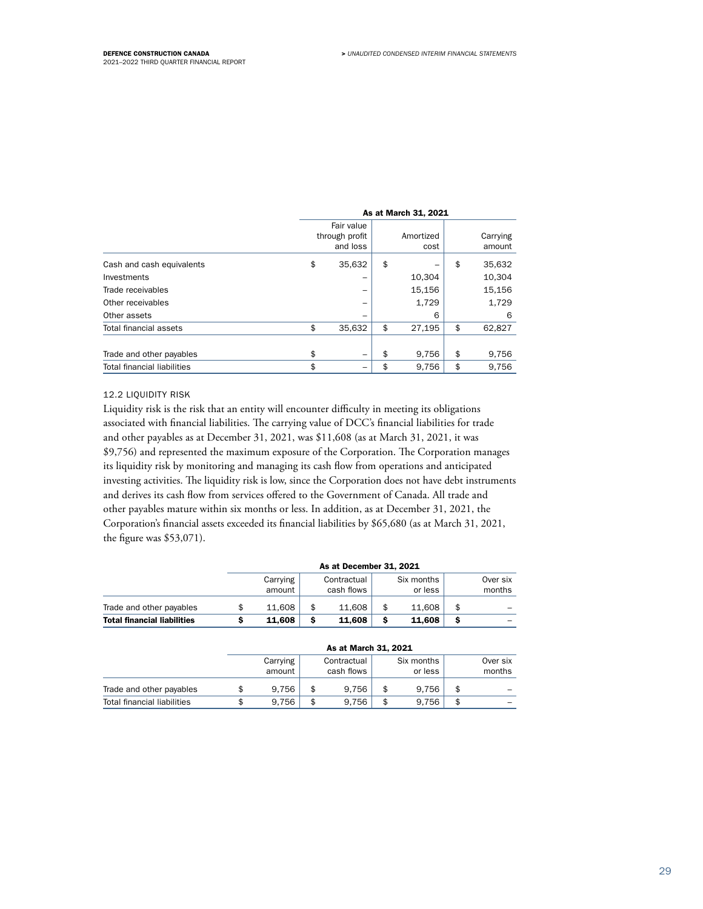| | As at March 31, 2021 | | |
|---|---|---|---|
| | Fair value through profit and loss | Amortized cost | Carrying amount |
| Cash and cash equivalents | $ 35,632 | $ – | $ 35,632 |
| Investments | – | 10,304 | 10,304 |
| Trade receivables | – | 15,156 | 15,156 |
| Other receivables | – | 1,729 | 1,729 |
| Other assets | – | 6 | 6 |
| Total financial assets | $ 35,632 | $ 27,195 | $ 62,827 |
| Trade and other payables | $ – | $ 9,756 | $ 9,756 |
| Total financial liabilities | $ – | $ 9,756 | $ 9,756 |

### 12.2 LIQUIDITY RISK

Liquidity risk is the risk that an entity will encounter difficulty in meeting its obligations associated with financial liabilities. The carrying value of DCC's financial liabilities for trade and other payables as at December 31, 2021, was $11,608 (as at March 31, 2021, it was $9,756) and represented the maximum exposure of the Corporation. The Corporation manages its liquidity risk by monitoring and managing its cash flow from operations and anticipated investing activities. The liquidity risk is low, since the Corporation does not have debt instruments and derives its cash flow from services offered to the Government of Canada. All trade and other payables mature within six months or less. In addition, as at December 31, 2021, the Corporation's financial assets exceeded its financial liabilities by $65,680 (as at March 31, 2021, the figure was $53,071).

| | As at December 31, 2021 | | | |
|---|---|---|---|---|
| | Carrying amount | Contractual cash flows | Six months or less | Over six months |
| Trade and other payables | $ 11,608 | $ 11,608 | $ 11,608 | $ – |
| **Total financial liabilities** | **$ 11,608** | **$ 11,608** | **$ 11,608** | **$ –** |

| | As at March 31, 2021 | | | |
|---|---|---|---|---|
| | Carrying amount | Contractual cash flows | Six months or less | Over six months |
| Trade and other payables | $ 9,756 | $ 9,756 | $ 9,756 | $ – |
| Total financial liabilities | $ 9,756 | $ 9,756 | $ 9,756 | $ – |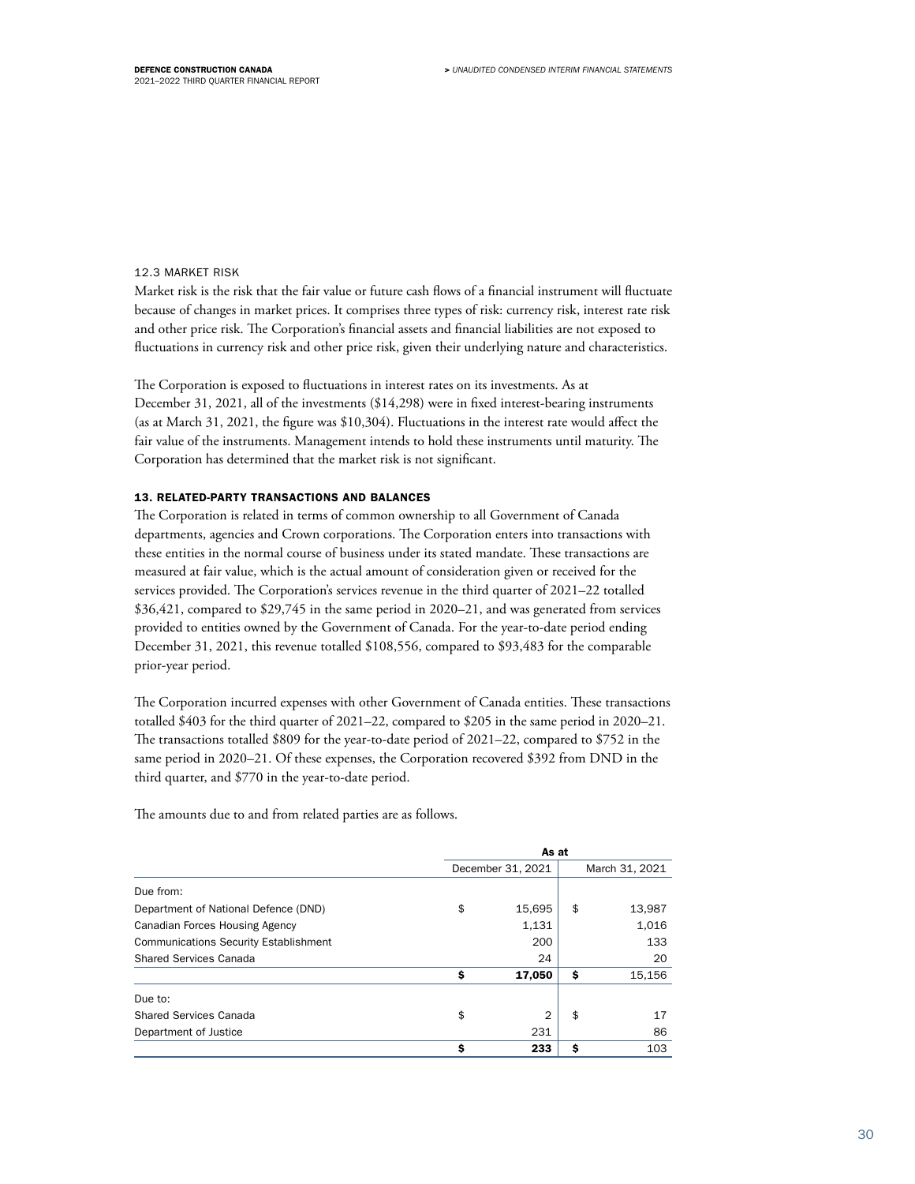12.3 MARKET RISK

Market risk is the risk that the fair value or future cash flows of a financial instrument will fluctuate because of changes in market prices. It comprises three types of risk: currency risk, interest rate risk and other price risk. The Corporation's financial assets and financial liabilities are not exposed to fluctuations in currency risk and other price risk, given their underlying nature and characteristics.

The Corporation is exposed to fluctuations in interest rates on its investments. As at December 31, 2021, all of the investments ($14,298) were in fixed interest-bearing instruments (as at March 31, 2021, the figure was $10,304). Fluctuations in the interest rate would affect the fair value of the instruments. Management intends to hold these instruments until maturity. The Corporation has determined that the market risk is not significant.

## 13. RELATED-PARTY TRANSACTIONS AND BALANCES

The Corporation is related in terms of common ownership to all Government of Canada departments, agencies and Crown corporations. The Corporation enters into transactions with these entities in the normal course of business under its stated mandate. These transactions are measured at fair value, which is the actual amount of consideration given or received for the services provided. The Corporation's services revenue in the third quarter of 2021–22 totalled $36,421, compared to $29,745 in the same period in 2020–21, and was generated from services provided to entities owned by the Government of Canada. For the year-to-date period ending December 31, 2021, this revenue totalled $108,556, compared to $93,483 for the comparable prior-year period.

The Corporation incurred expenses with other Government of Canada entities. These transactions totalled $403 for the third quarter of 2021–22, compared to $205 in the same period in 2020–21. The transactions totalled $809 for the year-to-date period of 2021–22, compared to $752 in the same period in 2020–21. Of these expenses, the Corporation recovered $392 from DND in the third quarter, and $770 in the year-to-date period.

The amounts due to and from related parties are as follows.

| | As at | |
|---|---|---|
| | December 31, 2021 | March 31, 2021 |
| Due from: | | |
| Department of National Defence (DND) | $ 15,695 | $ 13,987 |
| Canadian Forces Housing Agency | 1,131 | 1,016 |
| Communications Security Establishment | 200 | 133 |
| Shared Services Canada | 24 | 20 |
| | **$ 17,050** | $ 15,156 |
| Due to: | | |
| Shared Services Canada | $ 2 | $ 17 |
| Department of Justice | 231 | 86 |
| | **$ 233** | $ 103 |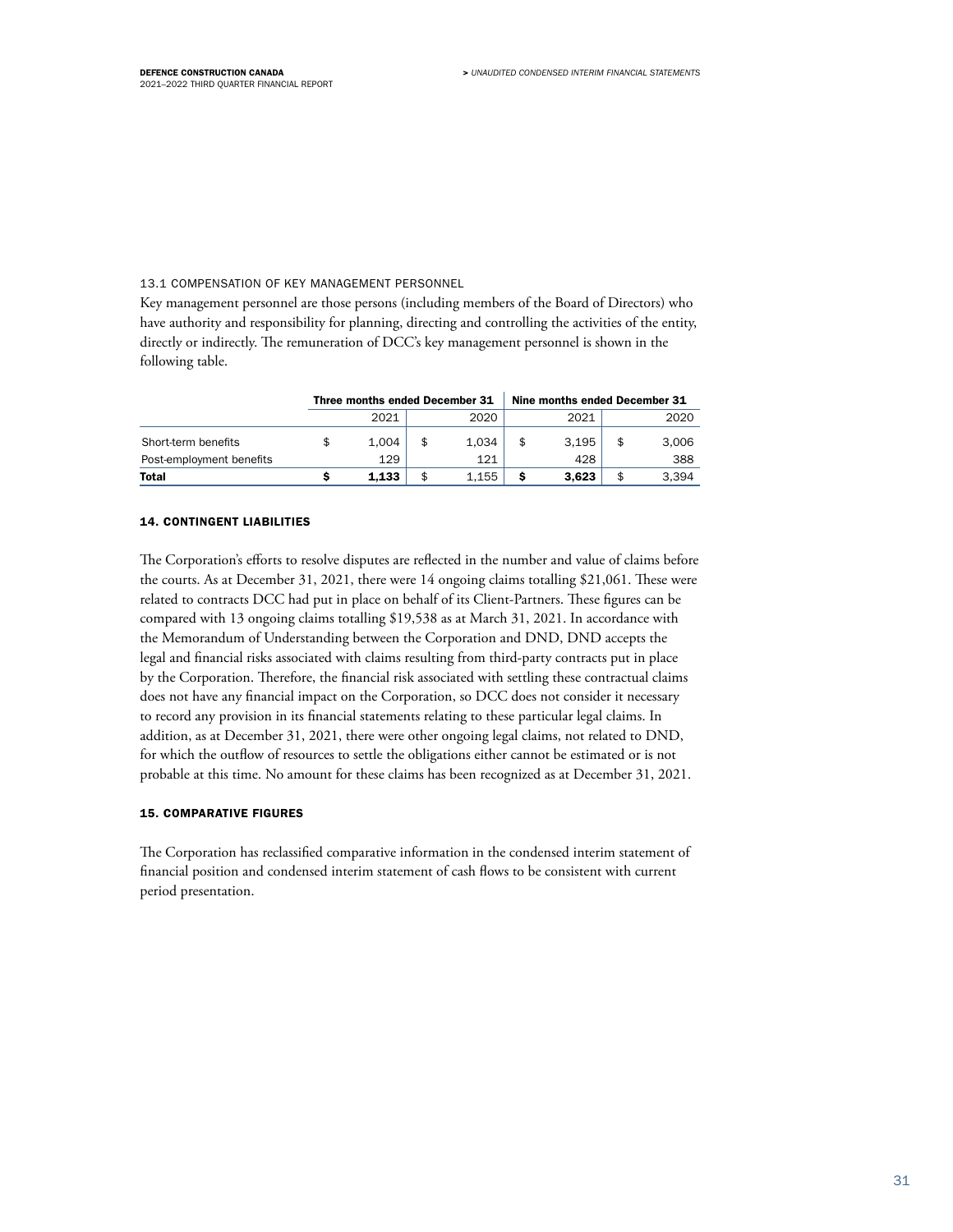### 13.1 COMPENSATION OF KEY MANAGEMENT PERSONNEL

Key management personnel are those persons (including members of the Board of Directors) who have authority and responsibility for planning, directing and controlling the activities of the entity, directly or indirectly. The remuneration of DCC's key management personnel is shown in the following table.

| | Three months ended December 31 | | Nine months ended December 31 | |
|---|---|---|---|---|
| | 2021 | 2020 | 2021 | 2020 |
| Short-term benefits | $ 1,004 | $ 1,034 | $ 3,195 | $ 3,006 |
| Post-employment benefits | 129 | 121 | 428 | 388 |
| **Total** | **$ 1,133** | $ 1,155 | **$ 3,623** | $ 3,394 |

## 14. CONTINGENT LIABILITIES

The Corporation's efforts to resolve disputes are reflected in the number and value of claims before the courts. As at December 31, 2021, there were 14 ongoing claims totalling $21,061. These were related to contracts DCC had put in place on behalf of its Client-Partners. These figures can be compared with 13 ongoing claims totalling $19,538 as at March 31, 2021. In accordance with the Memorandum of Understanding between the Corporation and DND, DND accepts the legal and financial risks associated with claims resulting from third-party contracts put in place by the Corporation. Therefore, the financial risk associated with settling these contractual claims does not have any financial impact on the Corporation, so DCC does not consider it necessary to record any provision in its financial statements relating to these particular legal claims. In addition, as at December 31, 2021, there were other ongoing legal claims, not related to DND, for which the outflow of resources to settle the obligations either cannot be estimated or is not probable at this time. No amount for these claims has been recognized as at December 31, 2021.

## 15. COMPARATIVE FIGURES

The Corporation has reclassified comparative information in the condensed interim statement of financial position and condensed interim statement of cash flows to be consistent with current period presentation.